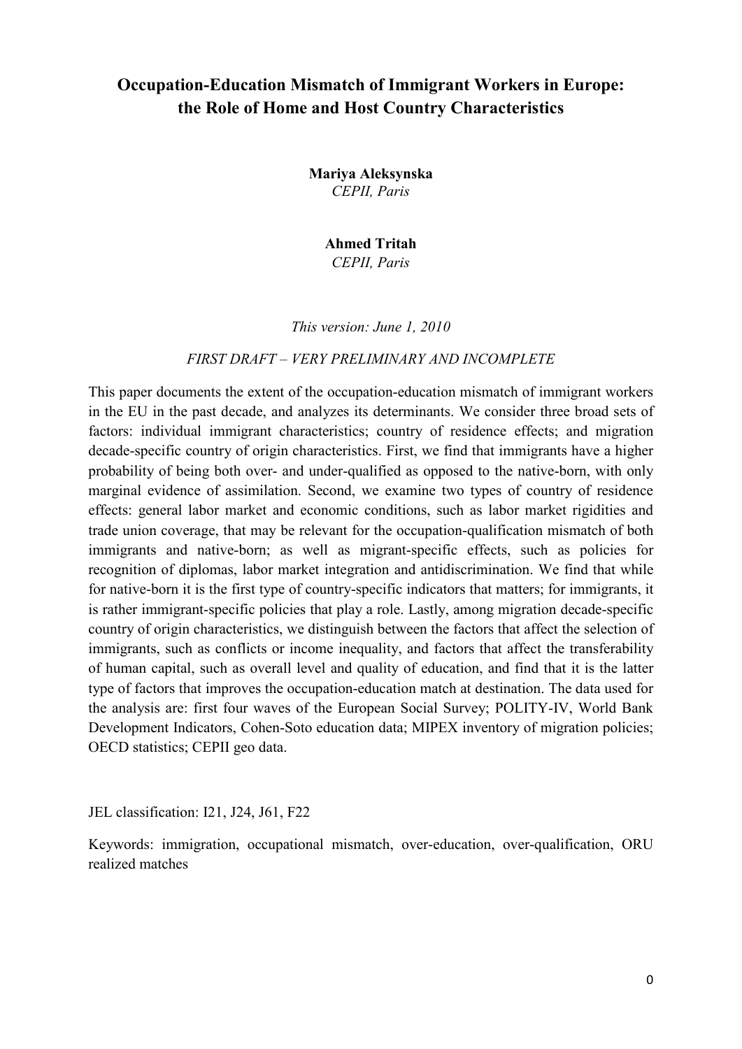# Occupation-Education Mismatch of Immigrant Workers in Europe: the Role of Home and Host Country Characteristics

**Mariya Aleksynska**
*CEPII, Paris*

**Ahmed Tritah**
*CEPII, Paris*

*This version: June 1, 2010*

*FIRST DRAFT – VERY PRELIMINARY AND INCOMPLETE*

This paper documents the extent of the occupation-education mismatch of immigrant workers in the EU in the past decade, and analyzes its determinants. We consider three broad sets of factors: individual immigrant characteristics; country of residence effects; and migration decade-specific country of origin characteristics. First, we find that immigrants have a higher probability of being both over- and under-qualified as opposed to the native-born, with only marginal evidence of assimilation. Second, we examine two types of country of residence effects: general labor market and economic conditions, such as labor market rigidities and trade union coverage, that may be relevant for the occupation-qualification mismatch of both immigrants and native-born; as well as migrant-specific effects, such as policies for recognition of diplomas, labor market integration and antidiscrimination. We find that while for native-born it is the first type of country-specific indicators that matters; for immigrants, it is rather immigrant-specific policies that play a role. Lastly, among migration decade-specific country of origin characteristics, we distinguish between the factors that affect the selection of immigrants, such as conflicts or income inequality, and factors that affect the transferability of human capital, such as overall level and quality of education, and find that it is the latter type of factors that improves the occupation-education match at destination. The data used for the analysis are: first four waves of the European Social Survey; POLITY-IV, World Bank Development Indicators, Cohen-Soto education data; MIPEX inventory of migration policies; OECD statistics; CEPII geo data.

JEL classification: I21, J24, J61, F22

Keywords: immigration, occupational mismatch, over-education, over-qualification, ORU realized matches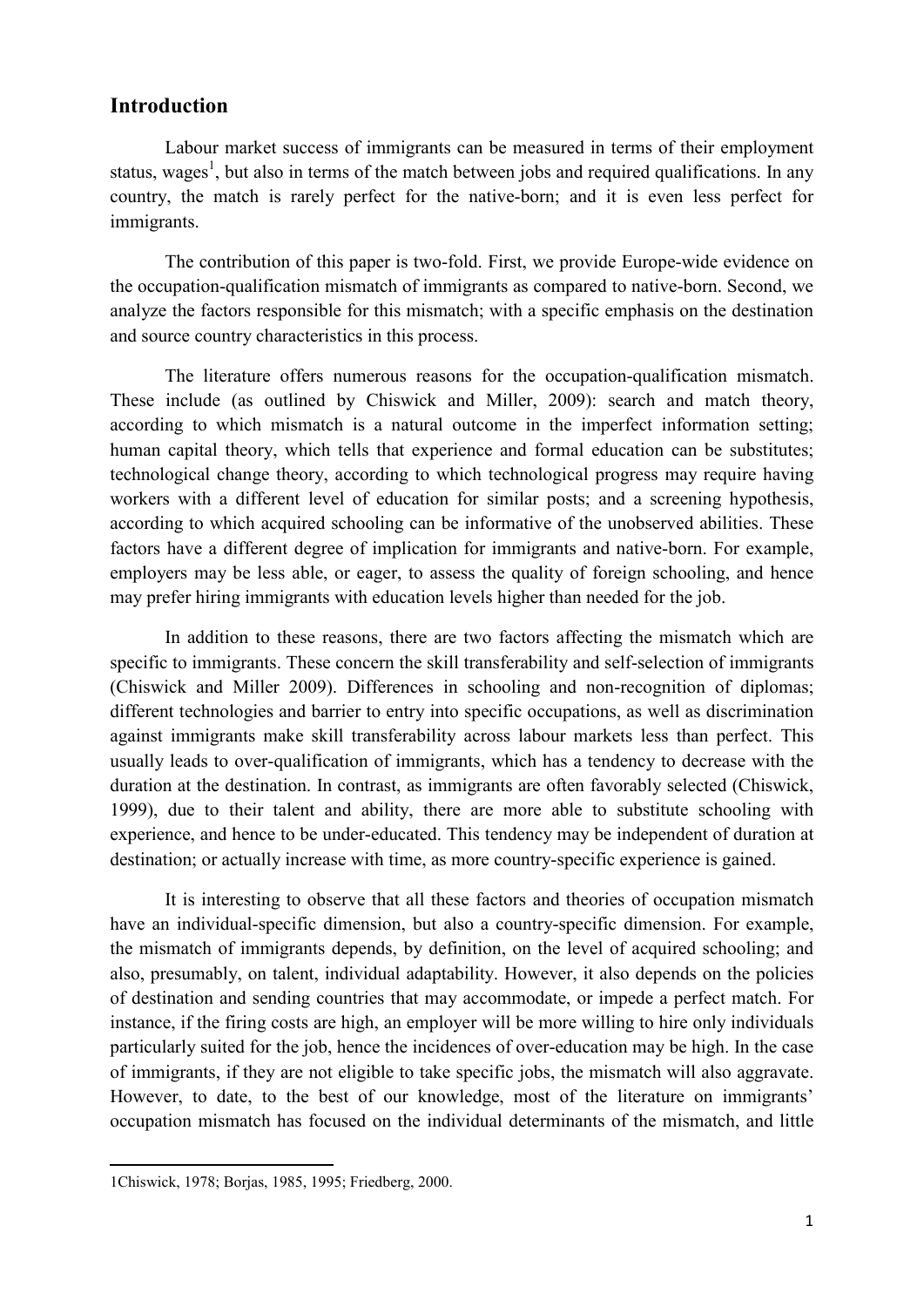## Introduction

Labour market success of immigrants can be measured in terms of their employment status, wages[1], but also in terms of the match between jobs and required qualifications. In any country, the match is rarely perfect for the native-born; and it is even less perfect for immigrants.

The contribution of this paper is two-fold. First, we provide Europe-wide evidence on the occupation-qualification mismatch of immigrants as compared to native-born. Second, we analyze the factors responsible for this mismatch; with a specific emphasis on the destination and source country characteristics in this process.

The literature offers numerous reasons for the occupation-qualification mismatch. These include (as outlined by Chiswick and Miller, 2009): search and match theory, according to which mismatch is a natural outcome in the imperfect information setting; human capital theory, which tells that experience and formal education can be substitutes; technological change theory, according to which technological progress may require having workers with a different level of education for similar posts; and a screening hypothesis, according to which acquired schooling can be informative of the unobserved abilities. These factors have a different degree of implication for immigrants and native-born. For example, employers may be less able, or eager, to assess the quality of foreign schooling, and hence may prefer hiring immigrants with education levels higher than needed for the job.

In addition to these reasons, there are two factors affecting the mismatch which are specific to immigrants. These concern the skill transferability and self-selection of immigrants (Chiswick and Miller 2009). Differences in schooling and non-recognition of diplomas; different technologies and barrier to entry into specific occupations, as well as discrimination against immigrants make skill transferability across labour markets less than perfect. This usually leads to over-qualification of immigrants, which has a tendency to decrease with the duration at the destination. In contrast, as immigrants are often favorably selected (Chiswick, 1999), due to their talent and ability, there are more able to substitute schooling with experience, and hence to be under-educated. This tendency may be independent of duration at destination; or actually increase with time, as more country-specific experience is gained.

It is interesting to observe that all these factors and theories of occupation mismatch have an individual-specific dimension, but also a country-specific dimension. For example, the mismatch of immigrants depends, by definition, on the level of acquired schooling; and also, presumably, on talent, individual adaptability. However, it also depends on the policies of destination and sending countries that may accommodate, or impede a perfect match. For instance, if the firing costs are high, an employer will be more willing to hire only individuals particularly suited for the job, hence the incidences of over-education may be high. In the case of immigrants, if they are not eligible to take specific jobs, the mismatch will also aggravate. However, to date, to the best of our knowledge, most of the literature on immigrants' occupation mismatch has focused on the individual determinants of the mismatch, and little

[1] Chiswick, 1978; Borjas, 1985, 1995; Friedberg, 2000.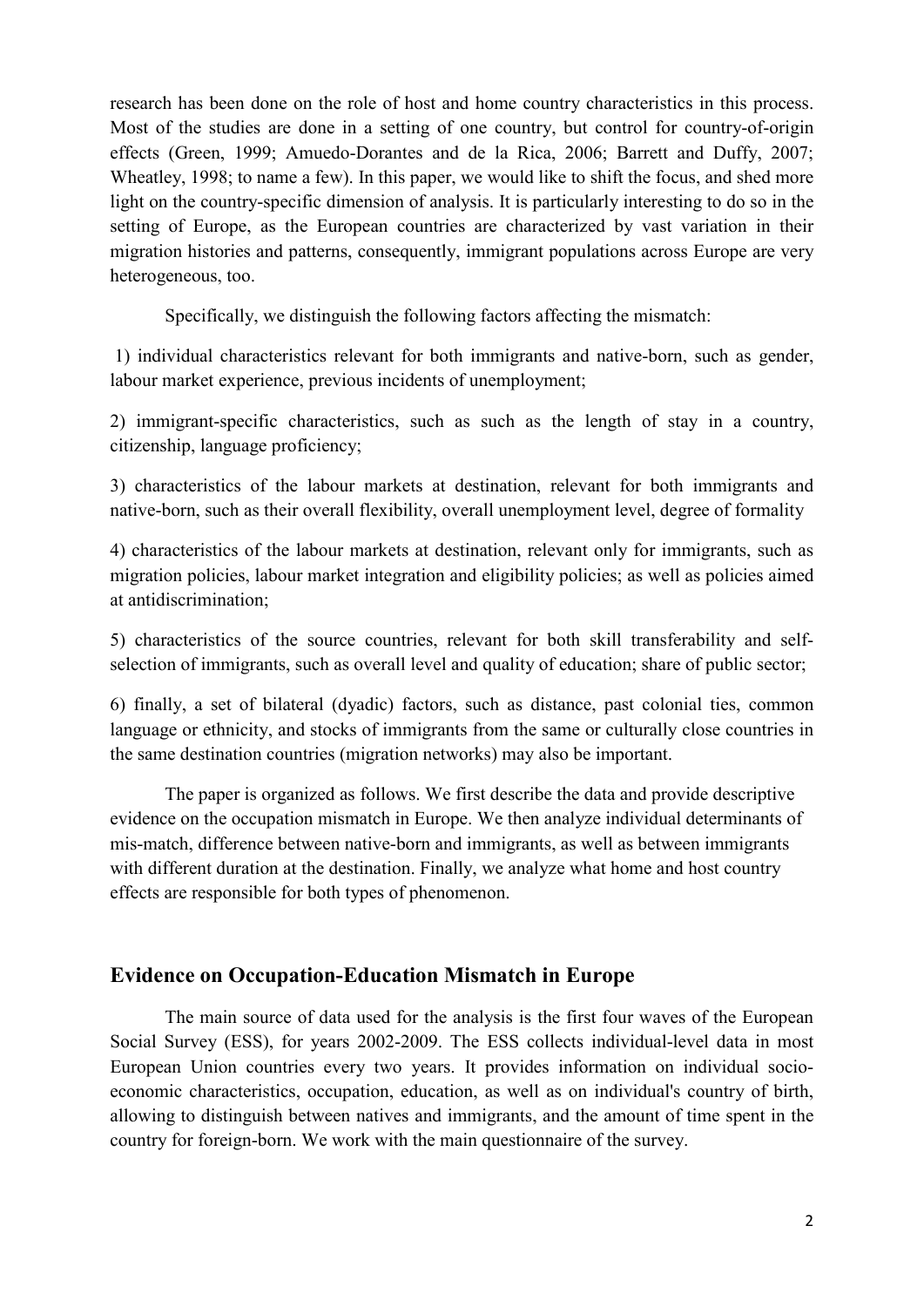research has been done on the role of host and home country characteristics in this process. Most of the studies are done in a setting of one country, but control for country-of-origin effects (Green, 1999; Amuedo-Dorantes and de la Rica, 2006; Barrett and Duffy, 2007; Wheatley, 1998; to name a few). In this paper, we would like to shift the focus, and shed more light on the country-specific dimension of analysis. It is particularly interesting to do so in the setting of Europe, as the European countries are characterized by vast variation in their migration histories and patterns, consequently, immigrant populations across Europe are very heterogeneous, too.

Specifically, we distinguish the following factors affecting the mismatch:

1) individual characteristics relevant for both immigrants and native-born, such as gender, labour market experience, previous incidents of unemployment;

2) immigrant-specific characteristics, such as such as the length of stay in a country, citizenship, language proficiency;

3) characteristics of the labour markets at destination, relevant for both immigrants and native-born, such as their overall flexibility, overall unemployment level, degree of formality

4) characteristics of the labour markets at destination, relevant only for immigrants, such as migration policies, labour market integration and eligibility policies; as well as policies aimed at antidiscrimination;

5) characteristics of the source countries, relevant for both skill transferability and self-selection of immigrants, such as overall level and quality of education; share of public sector;

6) finally, a set of bilateral (dyadic) factors, such as distance, past colonial ties, common language or ethnicity, and stocks of immigrants from the same or culturally close countries in the same destination countries (migration networks) may also be important.

The paper is organized as follows. We first describe the data and provide descriptive evidence on the occupation mismatch in Europe. We then analyze individual determinants of mis-match, difference between native-born and immigrants, as well as between immigrants with different duration at the destination. Finally, we analyze what home and host country effects are responsible for both types of phenomenon.

## Evidence on Occupation-Education Mismatch in Europe

The main source of data used for the analysis is the first four waves of the European Social Survey (ESS), for years 2002-2009. The ESS collects individual-level data in most European Union countries every two years. It provides information on individual socio-economic characteristics, occupation, education, as well as on individual's country of birth, allowing to distinguish between natives and immigrants, and the amount of time spent in the country for foreign-born. We work with the main questionnaire of the survey.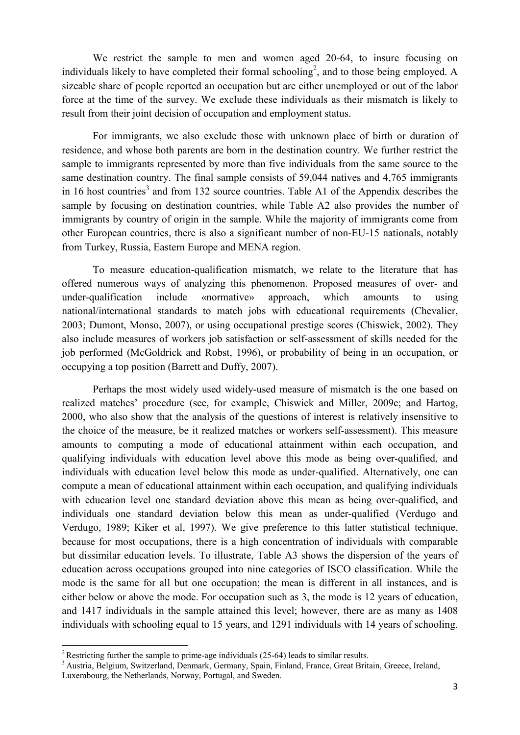We restrict the sample to men and women aged 20-64, to insure focusing on individuals likely to have completed their formal schooling[2], and to those being employed. A sizeable share of people reported an occupation but are either unemployed or out of the labor force at the time of the survey. We exclude these individuals as their mismatch is likely to result from their joint decision of occupation and employment status.

For immigrants, we also exclude those with unknown place of birth or duration of residence, and whose both parents are born in the destination country. We further restrict the sample to immigrants represented by more than five individuals from the same source to the same destination country. The final sample consists of 59,044 natives and 4,765 immigrants in 16 host countries[3] and from 132 source countries. Table A1 of the Appendix describes the sample by focusing on destination countries, while Table A2 also provides the number of immigrants by country of origin in the sample. While the majority of immigrants come from other European countries, there is also a significant number of non-EU-15 nationals, notably from Turkey, Russia, Eastern Europe and MENA region.

To measure education-qualification mismatch, we relate to the literature that has offered numerous ways of analyzing this phenomenon. Proposed measures of over- and under-qualification include «normative» approach, which amounts to using national/international standards to match jobs with educational requirements (Chevalier, 2003; Dumont, Monso, 2007), or using occupational prestige scores (Chiswick, 2002). They also include measures of workers job satisfaction or self-assessment of skills needed for the job performed (McGoldrick and Robst, 1996), or probability of being in an occupation, or occupying a top position (Barrett and Duffy, 2007).

Perhaps the most widely used widely-used measure of mismatch is the one based on realized matches' procedure (see, for example, Chiswick and Miller, 2009c; and Hartog, 2000, who also show that the analysis of the questions of interest is relatively insensitive to the choice of the measure, be it realized matches or workers self-assessment). This measure amounts to computing a mode of educational attainment within each occupation, and qualifying individuals with education level above this mode as being over-qualified, and individuals with education level below this mode as under-qualified. Alternatively, one can compute a mean of educational attainment within each occupation, and qualifying individuals with education level one standard deviation above this mean as being over-qualified, and individuals one standard deviation below this mean as under-qualified (Verdugo and Verdugo, 1989; Kiker et al, 1997). We give preference to this latter statistical technique, because for most occupations, there is a high concentration of individuals with comparable but dissimilar education levels. To illustrate, Table A3 shows the dispersion of the years of education across occupations grouped into nine categories of ISCO classification. While the mode is the same for all but one occupation; the mean is different in all instances, and is either below or above the mode. For occupation such as 3, the mode is 12 years of education, and 1417 individuals in the sample attained this level; however, there are as many as 1408 individuals with schooling equal to 15 years, and 1291 individuals with 14 years of schooling.

---

[2] Restricting further the sample to prime-age individuals (25-64) leads to similar results.

[3] Austria, Belgium, Switzerland, Denmark, Germany, Spain, Finland, France, Great Britain, Greece, Ireland, Luxembourg, the Netherlands, Norway, Portugal, and Sweden.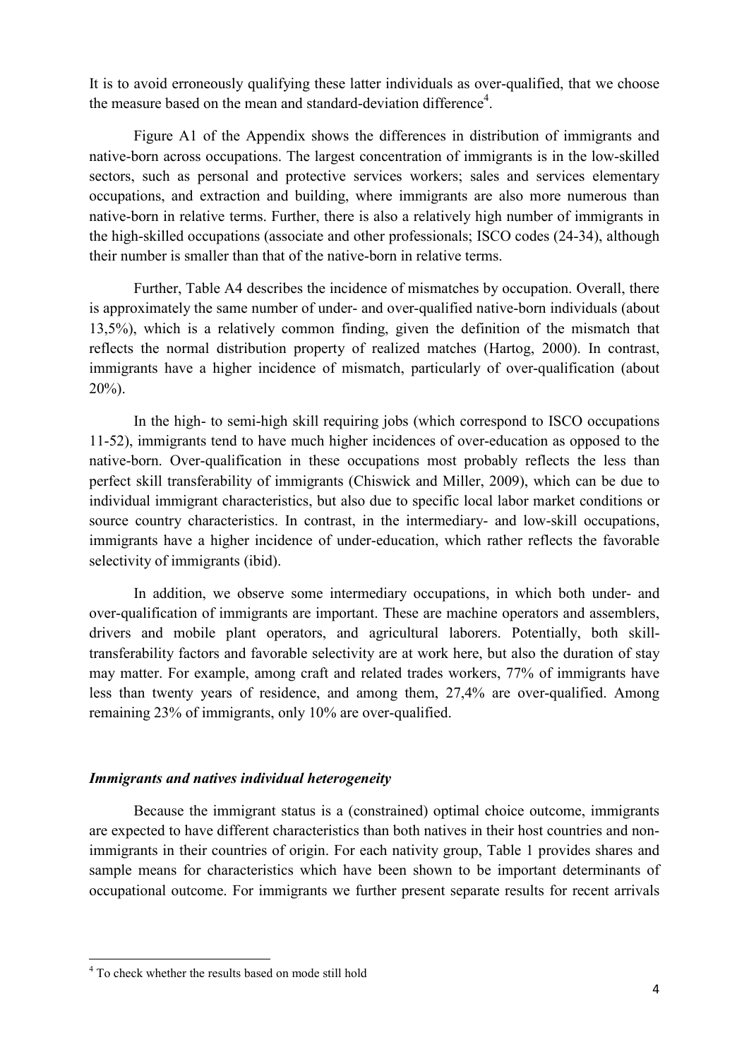It is to avoid erroneously qualifying these latter individuals as over-qualified, that we choose the measure based on the mean and standard-deviation difference[4].

Figure A1 of the Appendix shows the differences in distribution of immigrants and native-born across occupations. The largest concentration of immigrants is in the low-skilled sectors, such as personal and protective services workers; sales and services elementary occupations, and extraction and building, where immigrants are also more numerous than native-born in relative terms. Further, there is also a relatively high number of immigrants in the high-skilled occupations (associate and other professionals; ISCO codes (24-34), although their number is smaller than that of the native-born in relative terms.

Further, Table A4 describes the incidence of mismatches by occupation. Overall, there is approximately the same number of under- and over-qualified native-born individuals (about 13,5%), which is a relatively common finding, given the definition of the mismatch that reflects the normal distribution property of realized matches (Hartog, 2000). In contrast, immigrants have a higher incidence of mismatch, particularly of over-qualification (about 20%).

In the high- to semi-high skill requiring jobs (which correspond to ISCO occupations 11-52), immigrants tend to have much higher incidences of over-education as opposed to the native-born. Over-qualification in these occupations most probably reflects the less than perfect skill transferability of immigrants (Chiswick and Miller, 2009), which can be due to individual immigrant characteristics, but also due to specific local labor market conditions or source country characteristics. In contrast, in the intermediary- and low-skill occupations, immigrants have a higher incidence of under-education, which rather reflects the favorable selectivity of immigrants (ibid).

In addition, we observe some intermediary occupations, in which both under- and over-qualification of immigrants are important. These are machine operators and assemblers, drivers and mobile plant operators, and agricultural laborers. Potentially, both skill-transferability factors and favorable selectivity are at work here, but also the duration of stay may matter. For example, among craft and related trades workers, 77% of immigrants have less than twenty years of residence, and among them, 27,4% are over-qualified. Among remaining 23% of immigrants, only 10% are over-qualified.

### *Immigrants and natives individual heterogeneity*

Because the immigrant status is a (constrained) optimal choice outcome, immigrants are expected to have different characteristics than both natives in their host countries and non-immigrants in their countries of origin. For each nativity group, Table 1 provides shares and sample means for characteristics which have been shown to be important determinants of occupational outcome. For immigrants we further present separate results for recent arrivals

[4] To check whether the results based on mode still hold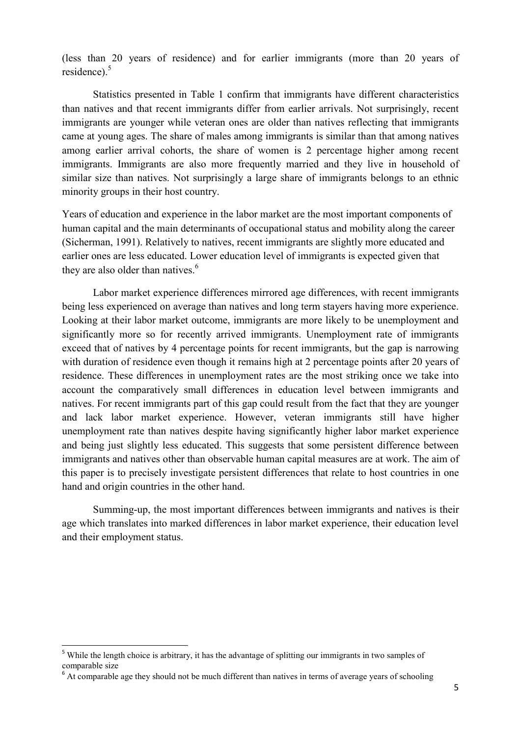(less than 20 years of residence) and for earlier immigrants (more than 20 years of residence).[5]

Statistics presented in Table 1 confirm that immigrants have different characteristics than natives and that recent immigrants differ from earlier arrivals. Not surprisingly, recent immigrants are younger while veteran ones are older than natives reflecting that immigrants came at young ages. The share of males among immigrants is similar than that among natives among earlier arrival cohorts, the share of women is 2 percentage higher among recent immigrants. Immigrants are also more frequently married and they live in household of similar size than natives. Not surprisingly a large share of immigrants belongs to an ethnic minority groups in their host country.

Years of education and experience in the labor market are the most important components of human capital and the main determinants of occupational status and mobility along the career (Sicherman, 1991). Relatively to natives, recent immigrants are slightly more educated and earlier ones are less educated. Lower education level of immigrants is expected given that they are also older than natives.[6]

Labor market experience differences mirrored age differences, with recent immigrants being less experienced on average than natives and long term stayers having more experience. Looking at their labor market outcome, immigrants are more likely to be unemployment and significantly more so for recently arrived immigrants. Unemployment rate of immigrants exceed that of natives by 4 percentage points for recent immigrants, but the gap is narrowing with duration of residence even though it remains high at 2 percentage points after 20 years of residence. These differences in unemployment rates are the most striking once we take into account the comparatively small differences in education level between immigrants and natives. For recent immigrants part of this gap could result from the fact that they are younger and lack labor market experience. However, veteran immigrants still have higher unemployment rate than natives despite having significantly higher labor market experience and being just slightly less educated. This suggests that some persistent difference between immigrants and natives other than observable human capital measures are at work. The aim of this paper is to precisely investigate persistent differences that relate to host countries in one hand and origin countries in the other hand.

Summing-up, the most important differences between immigrants and natives is their age which translates into marked differences in labor market experience, their education level and their employment status.

---

[5] While the length choice is arbitrary, it has the advantage of splitting our immigrants in two samples of comparable size

[6] At comparable age they should not be much different than natives in terms of average years of schooling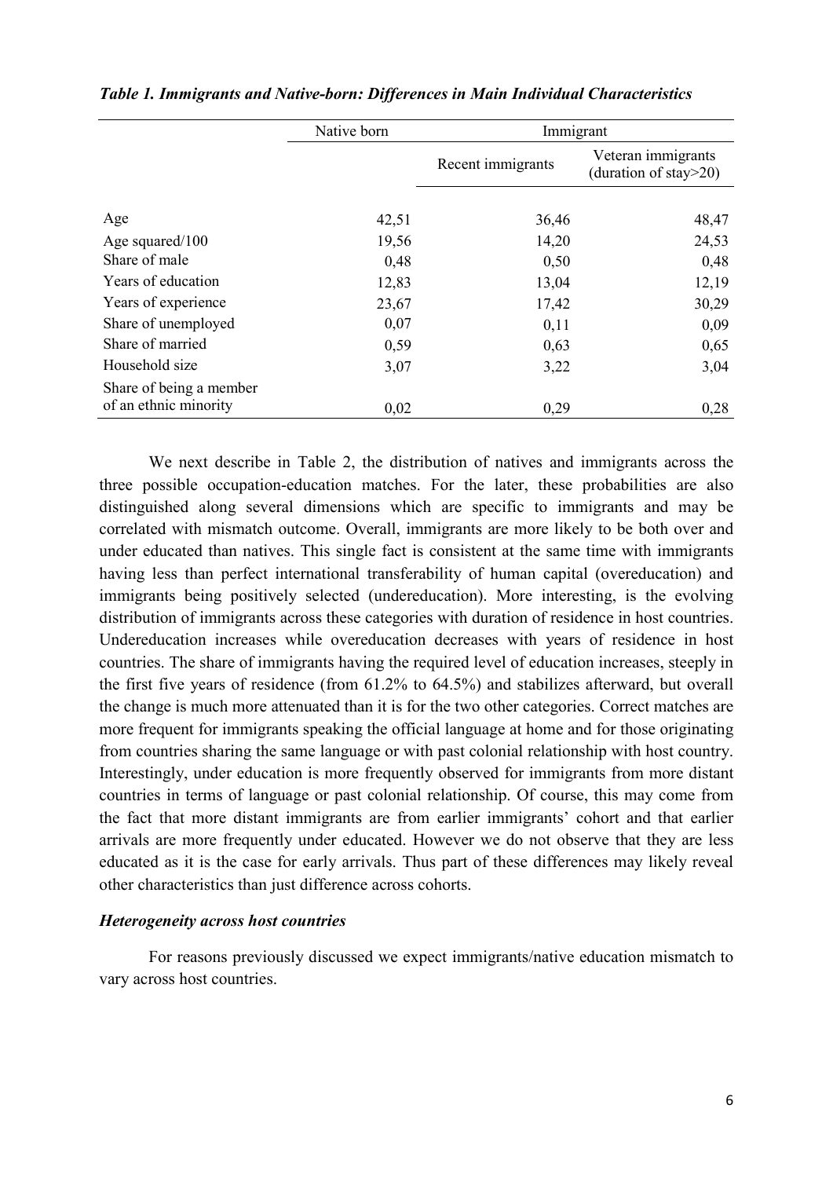*Table 1. Immigrants and Native-born: Differences in Main Individual Characteristics*

| | Native born | Immigrant | |
|---|---|---|---|
| | | Recent immigrants | Veteran immigrants (duration of stay>20) |
| Age | 42,51 | 36,46 | 48,47 |
| Age squared/100 | 19,56 | 14,20 | 24,53 |
| Share of male | 0,48 | 0,50 | 0,48 |
| Years of education | 12,83 | 13,04 | 12,19 |
| Years of experience | 23,67 | 17,42 | 30,29 |
| Share of unemployed | 0,07 | 0,11 | 0,09 |
| Share of married | 0,59 | 0,63 | 0,65 |
| Household size | 3,07 | 3,22 | 3,04 |
| Share of being a member of an ethnic minority | 0,02 | 0,29 | 0,28 |

We next describe in Table 2, the distribution of natives and immigrants across the three possible occupation-education matches. For the later, these probabilities are also distinguished along several dimensions which are specific to immigrants and may be correlated with mismatch outcome. Overall, immigrants are more likely to be both over and under educated than natives. This single fact is consistent at the same time with immigrants having less than perfect international transferability of human capital (overeducation) and immigrants being positively selected (undereducation). More interesting, is the evolving distribution of immigrants across these categories with duration of residence in host countries. Undereducation increases while overeducation decreases with years of residence in host countries. The share of immigrants having the required level of education increases, steeply in the first five years of residence (from 61.2% to 64.5%) and stabilizes afterward, but overall the change is much more attenuated than it is for the two other categories. Correct matches are more frequent for immigrants speaking the official language at home and for those originating from countries sharing the same language or with past colonial relationship with host country. Interestingly, under education is more frequently observed for immigrants from more distant countries in terms of language or past colonial relationship. Of course, this may come from the fact that more distant immigrants are from earlier immigrants' cohort and that earlier arrivals are more frequently under educated. However we do not observe that they are less educated as it is the case for early arrivals. Thus part of these differences may likely reveal other characteristics than just difference across cohorts.

### *Heterogeneity across host countries*

For reasons previously discussed we expect immigrants/native education mismatch to vary across host countries.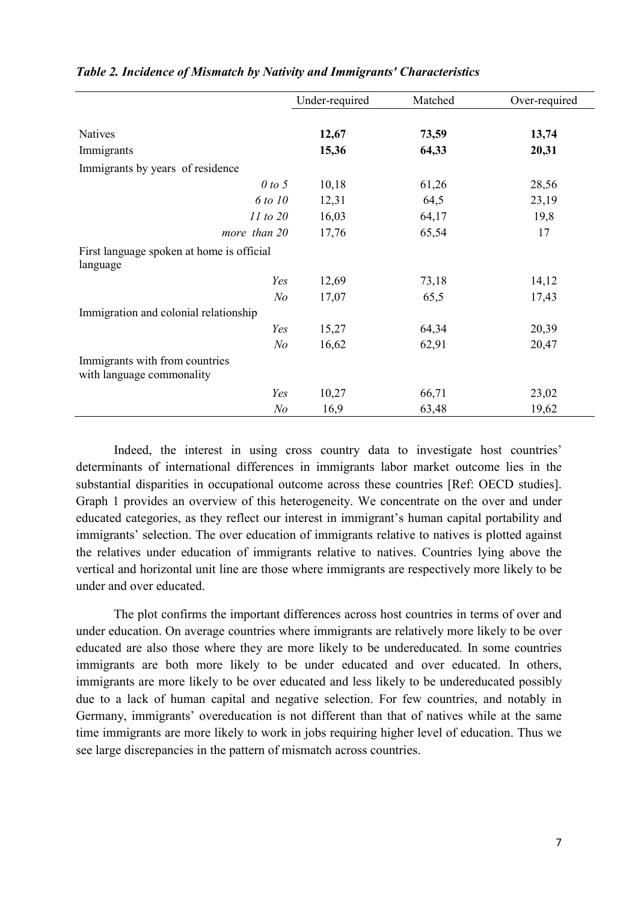***Table 2. Incidence of Mismatch by Nativity and Immigrants' Characteristics***

| | Under-required | Matched | Over-required |
|---|---|---|---|
| Natives | **12,67** | **73,59** | **13,74** |
| Immigrants | **15,36** | **64,33** | **20,31** |
| Immigrants by years of residence | | | |
| *0 to 5* | 10,18 | 61,26 | 28,56 |
| *6 to 10* | 12,31 | 64,5 | 23,19 |
| *11 to 20* | 16,03 | 64,17 | 19,8 |
| *more than 20* | 17,76 | 65,54 | 17 |
| First language spoken at home is official language | | | |
| *Yes* | 12,69 | 73,18 | 14,12 |
| *No* | 17,07 | 65,5 | 17,43 |
| Immigration and colonial relationship | | | |
| *Yes* | 15,27 | 64,34 | 20,39 |
| *No* | 16,62 | 62,91 | 20,47 |
| Immigrants with from countries with language commonality | | | |
| *Yes* | 10,27 | 66,71 | 23,02 |
| *No* | 16,9 | 63,48 | 19,62 |

Indeed, the interest in using cross country data to investigate host countries' determinants of international differences in immigrants labor market outcome lies in the substantial disparities in occupational outcome across these countries [Ref: OECD studies]. Graph 1 provides an overview of this heterogeneity. We concentrate on the over and under educated categories, as they reflect our interest in immigrant's human capital portability and immigrants' selection. The over education of immigrants relative to natives is plotted against the relatives under education of immigrants relative to natives. Countries lying above the vertical and horizontal unit line are those where immigrants are respectively more likely to be under and over educated.

The plot confirms the important differences across host countries in terms of over and under education. On average countries where immigrants are relatively more likely to be over educated are also those where they are more likely to be undereducated. In some countries immigrants are both more likely to be under educated and over educated. In others, immigrants are more likely to be over educated and less likely to be undereducated possibly due to a lack of human capital and negative selection. For few countries, and notably in Germany, immigrants' overeducation is not different than that of natives while at the same time immigrants are more likely to work in jobs requiring higher level of education. Thus we see large discrepancies in the pattern of mismatch across countries.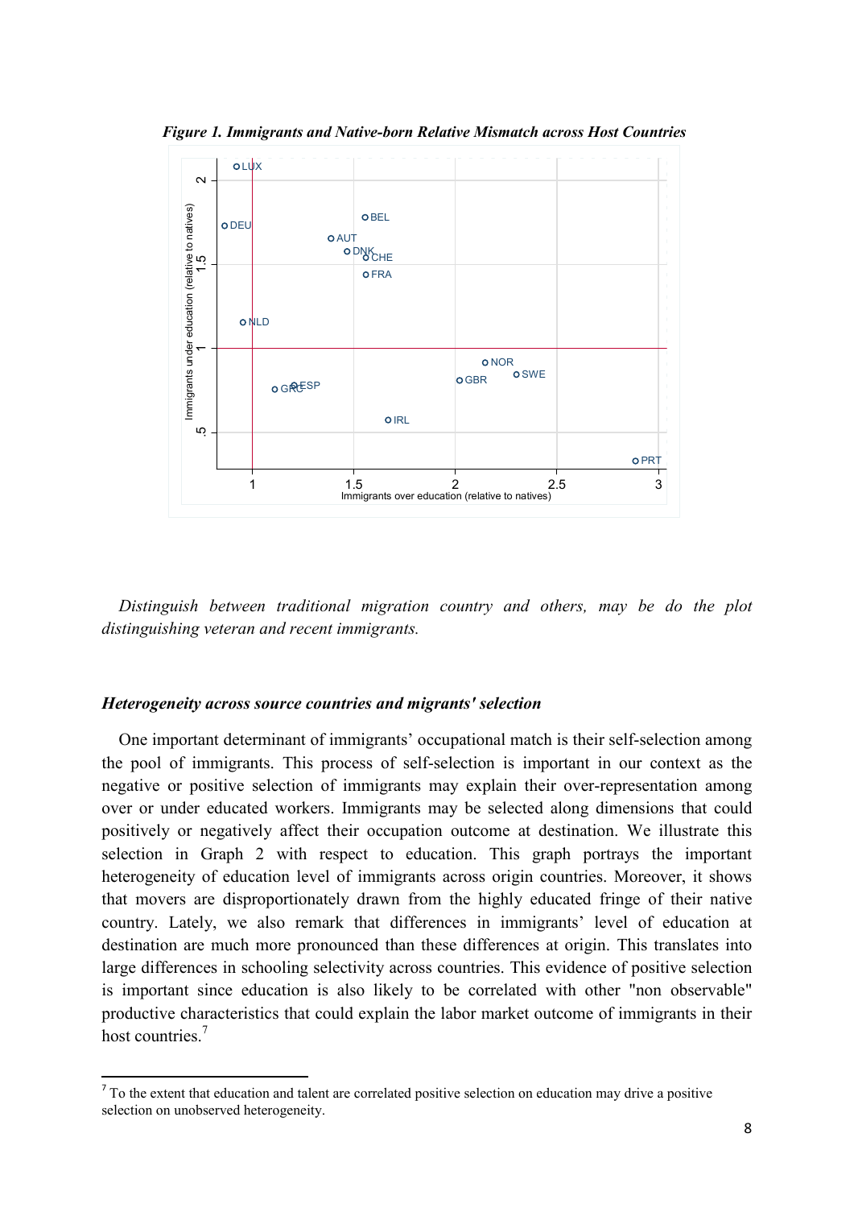***Figure 1. Immigrants and Native-born Relative Mismatch across Host Countries***

*Distinguish between traditional migration country and others, may be do the plot distinguishing veteran and recent immigrants.*

### ***Heterogeneity across source countries and migrants' selection***

One important determinant of immigrants' occupational match is their self-selection among the pool of immigrants. This process of self-selection is important in our context as the negative or positive selection of immigrants may explain their over-representation among over or under educated workers. Immigrants may be selected along dimensions that could positively or negatively affect their occupation outcome at destination. We illustrate this selection in Graph 2 with respect to education. This graph portrays the important heterogeneity of education level of immigrants across origin countries. Moreover, it shows that movers are disproportionately drawn from the highly educated fringe of their native country. Lately, we also remark that differences in immigrants' level of education at destination are much more pronounced than these differences at origin. This translates into large differences in schooling selectivity across countries. This evidence of positive selection is important since education is also likely to be correlated with other "non observable" productive characteristics that could explain the labor market outcome of immigrants in their host countries.[7]

[7] To the extent that education and talent are correlated positive selection on education may drive a positive selection on unobserved heterogeneity.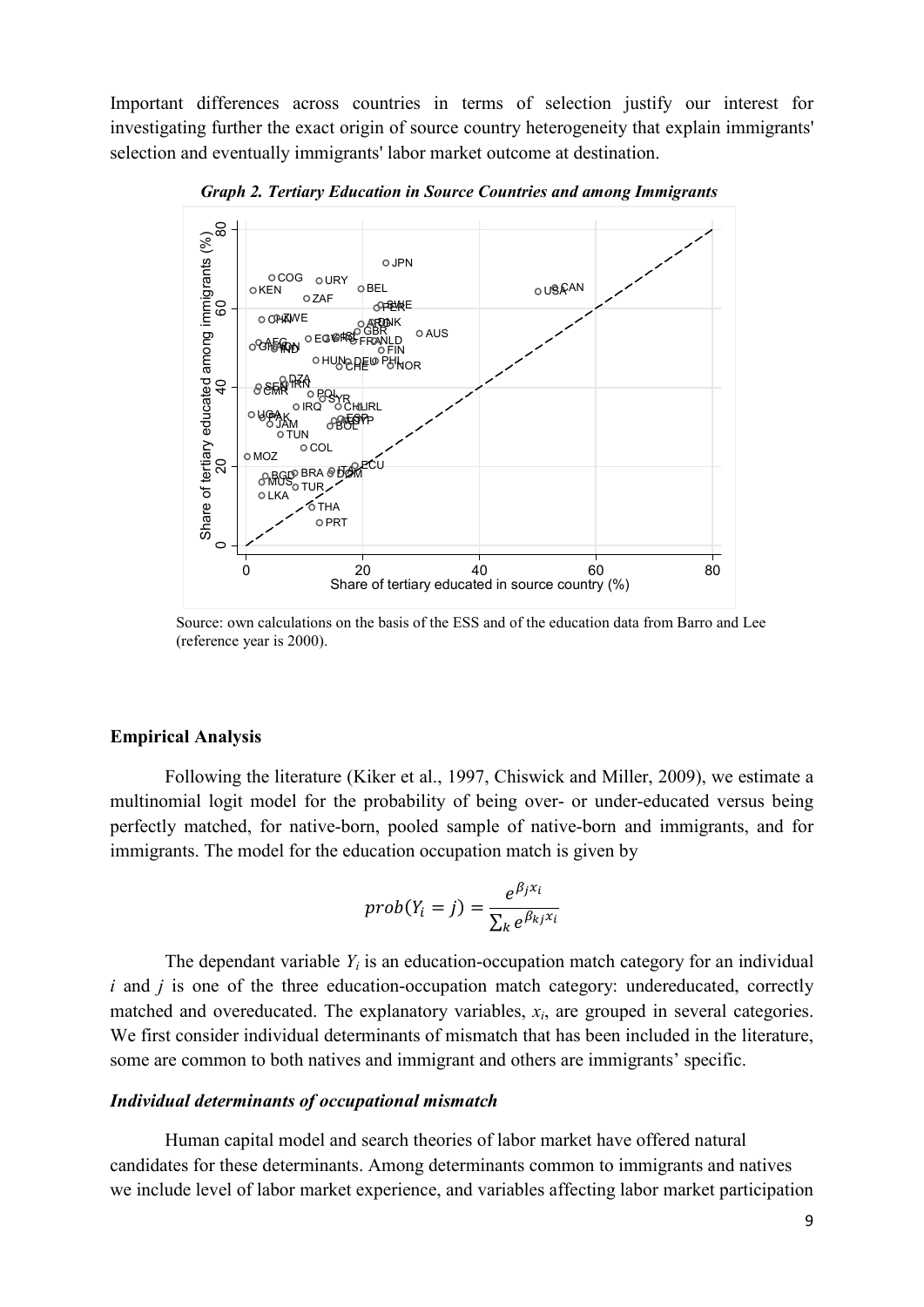Important differences across countries in terms of selection justify our interest for investigating further the exact origin of source country heterogeneity that explain immigrants' selection and eventually immigrants' labor market outcome at destination.

***Graph 2. Tertiary Education in Source Countries and among Immigrants***

Source: own calculations on the basis of the ESS and of the education data from Barro and Lee (reference year is 2000).

**Empirical Analysis**

Following the literature (Kiker et al., 1997, Chiswick and Miller, 2009), we estimate a multinomial logit model for the probability of being over- or under-educated versus being perfectly matched, for native-born, pooled sample of native-born and immigrants, and for immigrants. The model for the education occupation match is given by

$$prob(Y_i = j) = \frac{e^{\beta_j x_i}}{\sum_k e^{\beta_{kj} x_i}}$$

The dependant variable $Y_i$ is an education-occupation match category for an individual $i$ and $j$ is one of the three education-occupation match category: undereducated, correctly matched and overeducated. The explanatory variables, $x_i$, are grouped in several categories. We first consider individual determinants of mismatch that has been included in the literature, some are common to both natives and immigrant and others are immigrants' specific.

***Individual determinants of occupational mismatch***

Human capital model and search theories of labor market have offered natural candidates for these determinants. Among determinants common to immigrants and natives we include level of labor market experience, and variables affecting labor market participation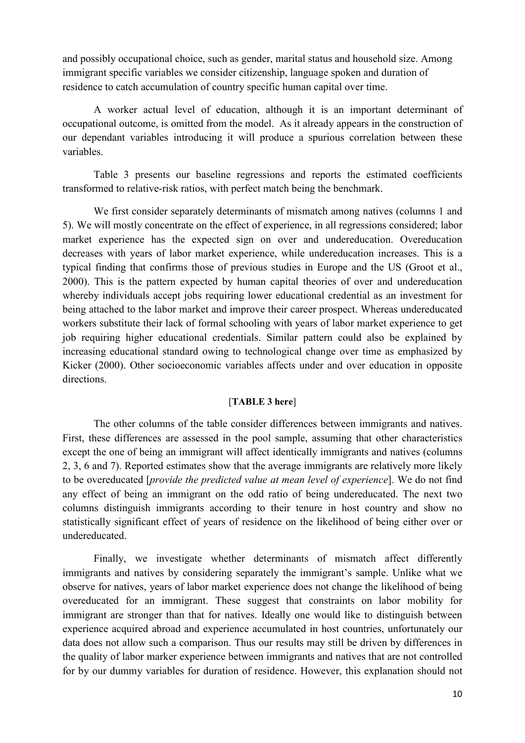and possibly occupational choice, such as gender, marital status and household size. Among immigrant specific variables we consider citizenship, language spoken and duration of residence to catch accumulation of country specific human capital over time.

A worker actual level of education, although it is an important determinant of occupational outcome, is omitted from the model. As it already appears in the construction of our dependant variables introducing it will produce a spurious correlation between these variables.

Table 3 presents our baseline regressions and reports the estimated coefficients transformed to relative-risk ratios, with perfect match being the benchmark.

We first consider separately determinants of mismatch among natives (columns 1 and 5). We will mostly concentrate on the effect of experience, in all regressions considered; labor market experience has the expected sign on over and undereducation. Overeducation decreases with years of labor market experience, while undereducation increases. This is a typical finding that confirms those of previous studies in Europe and the US (Groot et al., 2000). This is the pattern expected by human capital theories of over and undereducation whereby individuals accept jobs requiring lower educational credential as an investment for being attached to the labor market and improve their career prospect. Whereas undereducated workers substitute their lack of formal schooling with years of labor market experience to get job requiring higher educational credentials. Similar pattern could also be explained by increasing educational standard owing to technological change over time as emphasized by Kicker (2000). Other socioeconomic variables affects under and over education in opposite directions.

[**TABLE 3 here**]

The other columns of the table consider differences between immigrants and natives. First, these differences are assessed in the pool sample, assuming that other characteristics except the one of being an immigrant will affect identically immigrants and natives (columns 2, 3, 6 and 7). Reported estimates show that the average immigrants are relatively more likely to be overeducated [*provide the predicted value at mean level of experience*]. We do not find any effect of being an immigrant on the odd ratio of being undereducated. The next two columns distinguish immigrants according to their tenure in host country and show no statistically significant effect of years of residence on the likelihood of being either over or undereducated.

Finally, we investigate whether determinants of mismatch affect differently immigrants and natives by considering separately the immigrant's sample. Unlike what we observe for natives, years of labor market experience does not change the likelihood of being overeducated for an immigrant. These suggest that constraints on labor mobility for immigrant are stronger than that for natives. Ideally one would like to distinguish between experience acquired abroad and experience accumulated in host countries, unfortunately our data does not allow such a comparison. Thus our results may still be driven by differences in the quality of labor marker experience between immigrants and natives that are not controlled for by our dummy variables for duration of residence. However, this explanation should not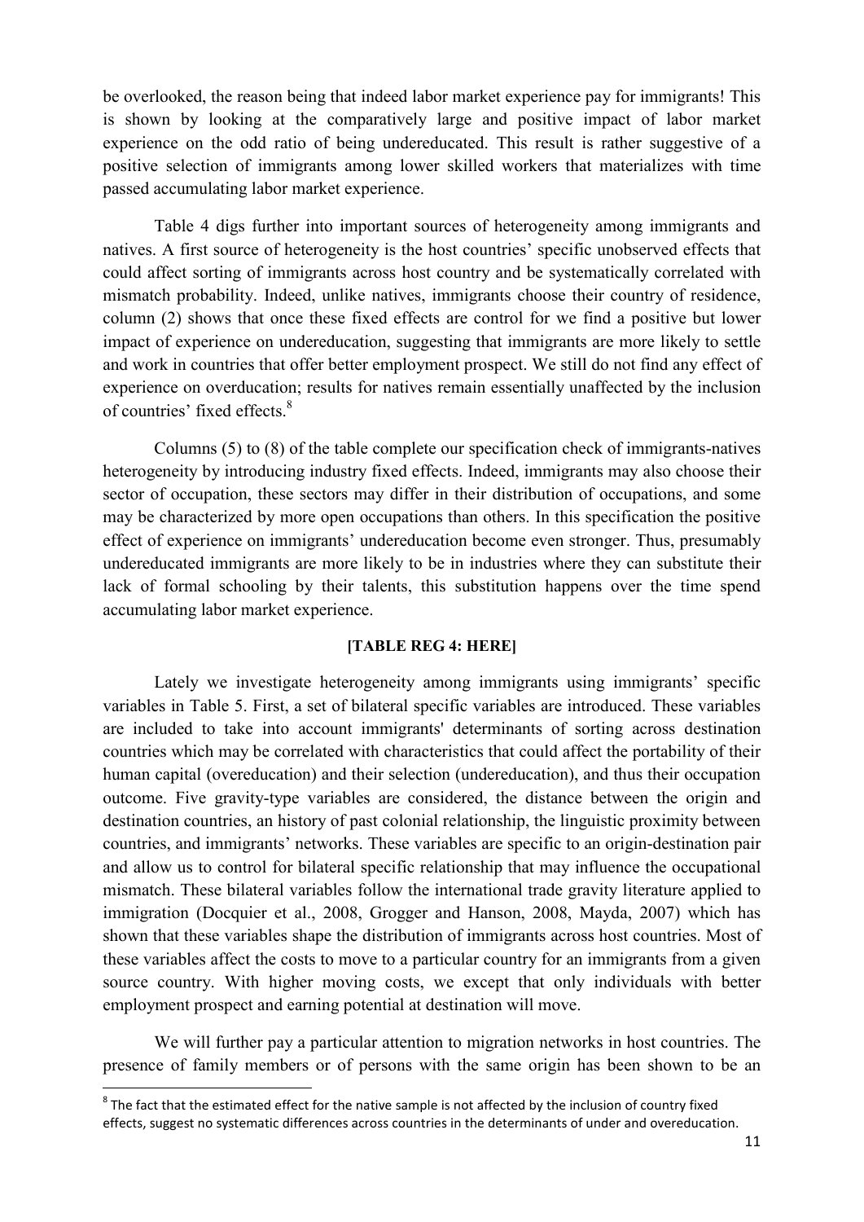be overlooked, the reason being that indeed labor market experience pay for immigrants! This is shown by looking at the comparatively large and positive impact of labor market experience on the odd ratio of being undereducated. This result is rather suggestive of a positive selection of immigrants among lower skilled workers that materializes with time passed accumulating labor market experience.

Table 4 digs further into important sources of heterogeneity among immigrants and natives. A first source of heterogeneity is the host countries' specific unobserved effects that could affect sorting of immigrants across host country and be systematically correlated with mismatch probability. Indeed, unlike natives, immigrants choose their country of residence, column (2) shows that once these fixed effects are control for we find a positive but lower impact of experience on undereducation, suggesting that immigrants are more likely to settle and work in countries that offer better employment prospect. We still do not find any effect of experience on overducation; results for natives remain essentially unaffected by the inclusion of countries' fixed effects.[8]

Columns (5) to (8) of the table complete our specification check of immigrants-natives heterogeneity by introducing industry fixed effects. Indeed, immigrants may also choose their sector of occupation, these sectors may differ in their distribution of occupations, and some may be characterized by more open occupations than others. In this specification the positive effect of experience on immigrants' undereducation become even stronger. Thus, presumably undereducated immigrants are more likely to be in industries where they can substitute their lack of formal schooling by their talents, this substitution happens over the time spend accumulating labor market experience.

**[TABLE REG 4: HERE]**

Lately we investigate heterogeneity among immigrants using immigrants' specific variables in Table 5. First, a set of bilateral specific variables are introduced. These variables are included to take into account immigrants' determinants of sorting across destination countries which may be correlated with characteristics that could affect the portability of their human capital (overeducation) and their selection (undereducation), and thus their occupation outcome. Five gravity-type variables are considered, the distance between the origin and destination countries, an history of past colonial relationship, the linguistic proximity between countries, and immigrants' networks. These variables are specific to an origin-destination pair and allow us to control for bilateral specific relationship that may influence the occupational mismatch. These bilateral variables follow the international trade gravity literature applied to immigration (Docquier et al., 2008, Grogger and Hanson, 2008, Mayda, 2007) which has shown that these variables shape the distribution of immigrants across host countries. Most of these variables affect the costs to move to a particular country for an immigrants from a given source country. With higher moving costs, we except that only individuals with better employment prospect and earning potential at destination will move.

We will further pay a particular attention to migration networks in host countries. The presence of family members or of persons with the same origin has been shown to be an

[8] The fact that the estimated effect for the native sample is not affected by the inclusion of country fixed effects, suggest no systematic differences across countries in the determinants of under and overeducation.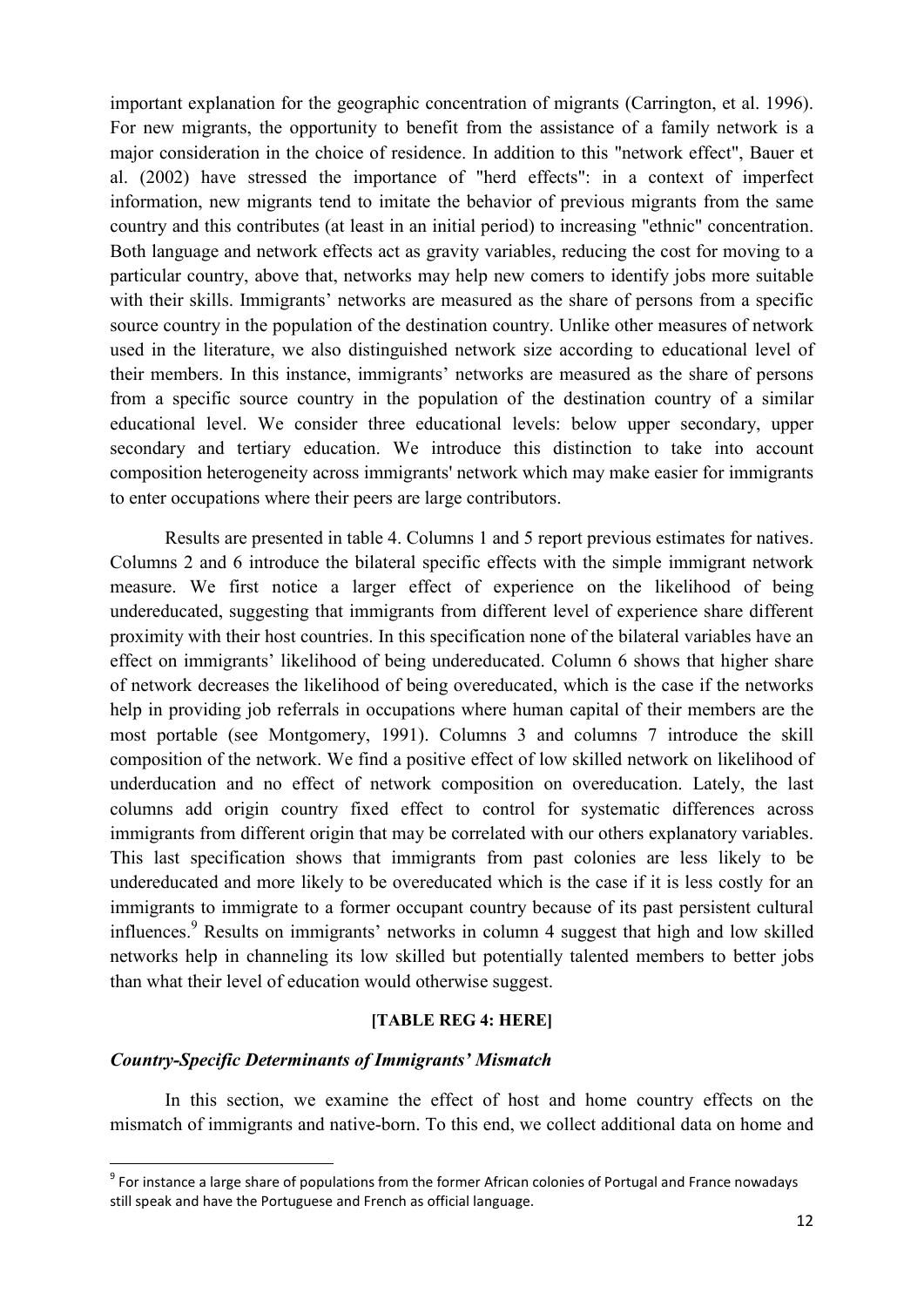important explanation for the geographic concentration of migrants (Carrington, et al. 1996). For new migrants, the opportunity to benefit from the assistance of a family network is a major consideration in the choice of residence. In addition to this "network effect", Bauer et al. (2002) have stressed the importance of "herd effects": in a context of imperfect information, new migrants tend to imitate the behavior of previous migrants from the same country and this contributes (at least in an initial period) to increasing "ethnic" concentration. Both language and network effects act as gravity variables, reducing the cost for moving to a particular country, above that, networks may help new comers to identify jobs more suitable with their skills. Immigrants' networks are measured as the share of persons from a specific source country in the population of the destination country. Unlike other measures of network used in the literature, we also distinguished network size according to educational level of their members. In this instance, immigrants' networks are measured as the share of persons from a specific source country in the population of the destination country of a similar educational level. We consider three educational levels: below upper secondary, upper secondary and tertiary education. We introduce this distinction to take into account composition heterogeneity across immigrants' network which may make easier for immigrants to enter occupations where their peers are large contributors.

Results are presented in table 4. Columns 1 and 5 report previous estimates for natives. Columns 2 and 6 introduce the bilateral specific effects with the simple immigrant network measure. We first notice a larger effect of experience on the likelihood of being undereducated, suggesting that immigrants from different level of experience share different proximity with their host countries. In this specification none of the bilateral variables have an effect on immigrants' likelihood of being undereducated. Column 6 shows that higher share of network decreases the likelihood of being overeducated, which is the case if the networks help in providing job referrals in occupations where human capital of their members are the most portable (see Montgomery, 1991). Columns 3 and columns 7 introduce the skill composition of the network. We find a positive effect of low skilled network on likelihood of underducation and no effect of network composition on overeducation. Lately, the last columns add origin country fixed effect to control for systematic differences across immigrants from different origin that may be correlated with our others explanatory variables. This last specification shows that immigrants from past colonies are less likely to be undereducated and more likely to be overeducated which is the case if it is less costly for an immigrants to immigrate to a former occupant country because of its past persistent cultural influences.[9] Results on immigrants' networks in column 4 suggest that high and low skilled networks help in channeling its low skilled but potentially talented members to better jobs than what their level of education would otherwise suggest.

**[TABLE REG 4: HERE]**

### *Country-Specific Determinants of Immigrants' Mismatch*

In this section, we examine the effect of host and home country effects on the mismatch of immigrants and native-born. To this end, we collect additional data on home and

[9] For instance a large share of populations from the former African colonies of Portugal and France nowadays still speak and have the Portuguese and French as official language.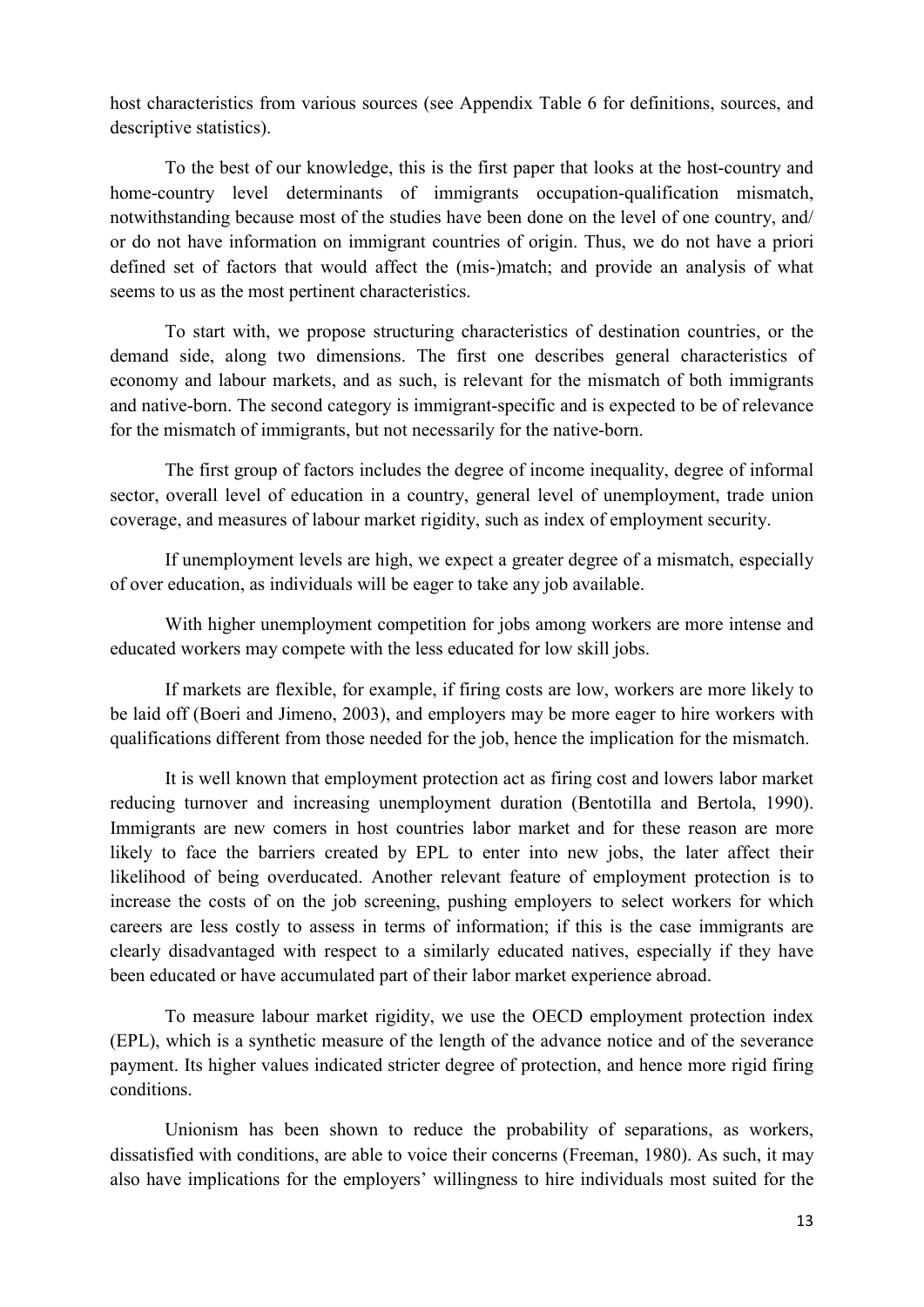host characteristics from various sources (see Appendix Table 6 for definitions, sources, and descriptive statistics).

To the best of our knowledge, this is the first paper that looks at the host-country and home-country level determinants of immigrants occupation-qualification mismatch, notwithstanding because most of the studies have been done on the level of one country, and/ or do not have information on immigrant countries of origin. Thus, we do not have a priori defined set of factors that would affect the (mis-)match; and provide an analysis of what seems to us as the most pertinent characteristics.

To start with, we propose structuring characteristics of destination countries, or the demand side, along two dimensions. The first one describes general characteristics of economy and labour markets, and as such, is relevant for the mismatch of both immigrants and native-born. The second category is immigrant-specific and is expected to be of relevance for the mismatch of immigrants, but not necessarily for the native-born.

The first group of factors includes the degree of income inequality, degree of informal sector, overall level of education in a country, general level of unemployment, trade union coverage, and measures of labour market rigidity, such as index of employment security.

If unemployment levels are high, we expect a greater degree of a mismatch, especially of over education, as individuals will be eager to take any job available.

With higher unemployment competition for jobs among workers are more intense and educated workers may compete with the less educated for low skill jobs.

If markets are flexible, for example, if firing costs are low, workers are more likely to be laid off (Boeri and Jimeno, 2003), and employers may be more eager to hire workers with qualifications different from those needed for the job, hence the implication for the mismatch.

It is well known that employment protection act as firing cost and lowers labor market reducing turnover and increasing unemployment duration (Bentotilla and Bertola, 1990). Immigrants are new comers in host countries labor market and for these reason are more likely to face the barriers created by EPL to enter into new jobs, the later affect their likelihood of being overducated. Another relevant feature of employment protection is to increase the costs of on the job screening, pushing employers to select workers for which careers are less costly to assess in terms of information; if this is the case immigrants are clearly disadvantaged with respect to a similarly educated natives, especially if they have been educated or have accumulated part of their labor market experience abroad.

To measure labour market rigidity, we use the OECD employment protection index (EPL), which is a synthetic measure of the length of the advance notice and of the severance payment. Its higher values indicated stricter degree of protection, and hence more rigid firing conditions.

Unionism has been shown to reduce the probability of separations, as workers, dissatisfied with conditions, are able to voice their concerns (Freeman, 1980). As such, it may also have implications for the employers' willingness to hire individuals most suited for the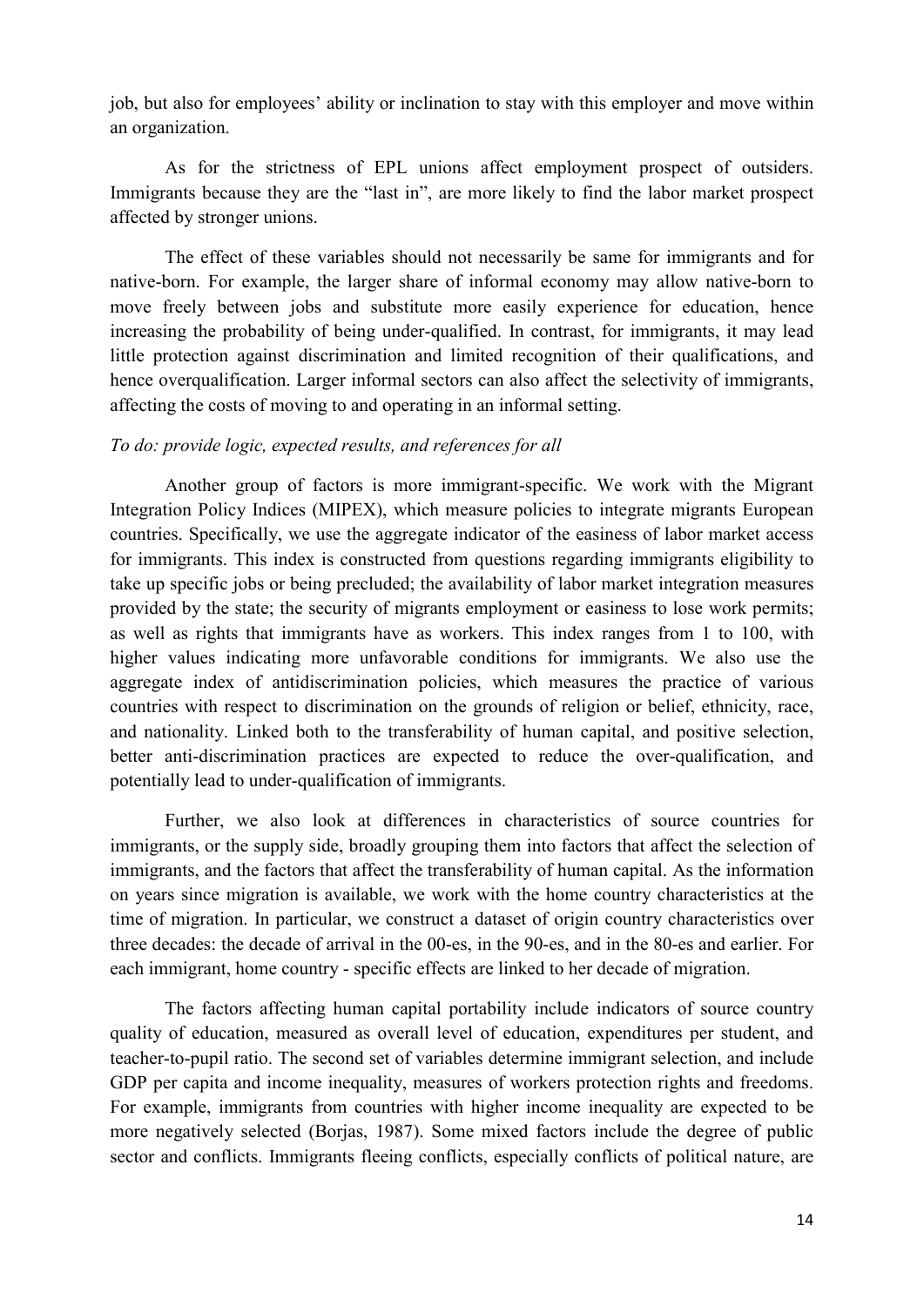job, but also for employees' ability or inclination to stay with this employer and move within an organization.

As for the strictness of EPL unions affect employment prospect of outsiders. Immigrants because they are the "last in", are more likely to find the labor market prospect affected by stronger unions.

The effect of these variables should not necessarily be same for immigrants and for native-born. For example, the larger share of informal economy may allow native-born to move freely between jobs and substitute more easily experience for education, hence increasing the probability of being under-qualified. In contrast, for immigrants, it may lead little protection against discrimination and limited recognition of their qualifications, and hence overqualification. Larger informal sectors can also affect the selectivity of immigrants, affecting the costs of moving to and operating in an informal setting.

*To do: provide logic, expected results, and references for all*

Another group of factors is more immigrant-specific. We work with the Migrant Integration Policy Indices (MIPEX), which measure policies to integrate migrants European countries. Specifically, we use the aggregate indicator of the easiness of labor market access for immigrants. This index is constructed from questions regarding immigrants eligibility to take up specific jobs or being precluded; the availability of labor market integration measures provided by the state; the security of migrants employment or easiness to lose work permits; as well as rights that immigrants have as workers. This index ranges from 1 to 100, with higher values indicating more unfavorable conditions for immigrants. We also use the aggregate index of antidiscrimination policies, which measures the practice of various countries with respect to discrimination on the grounds of religion or belief, ethnicity, race, and nationality. Linked both to the transferability of human capital, and positive selection, better anti-discrimination practices are expected to reduce the over-qualification, and potentially lead to under-qualification of immigrants.

Further, we also look at differences in characteristics of source countries for immigrants, or the supply side, broadly grouping them into factors that affect the selection of immigrants, and the factors that affect the transferability of human capital. As the information on years since migration is available, we work with the home country characteristics at the time of migration. In particular, we construct a dataset of origin country characteristics over three decades: the decade of arrival in the 00-es, in the 90-es, and in the 80-es and earlier. For each immigrant, home country - specific effects are linked to her decade of migration.

The factors affecting human capital portability include indicators of source country quality of education, measured as overall level of education, expenditures per student, and teacher-to-pupil ratio. The second set of variables determine immigrant selection, and include GDP per capita and income inequality, measures of workers protection rights and freedoms. For example, immigrants from countries with higher income inequality are expected to be more negatively selected (Borjas, 1987). Some mixed factors include the degree of public sector and conflicts. Immigrants fleeing conflicts, especially conflicts of political nature, are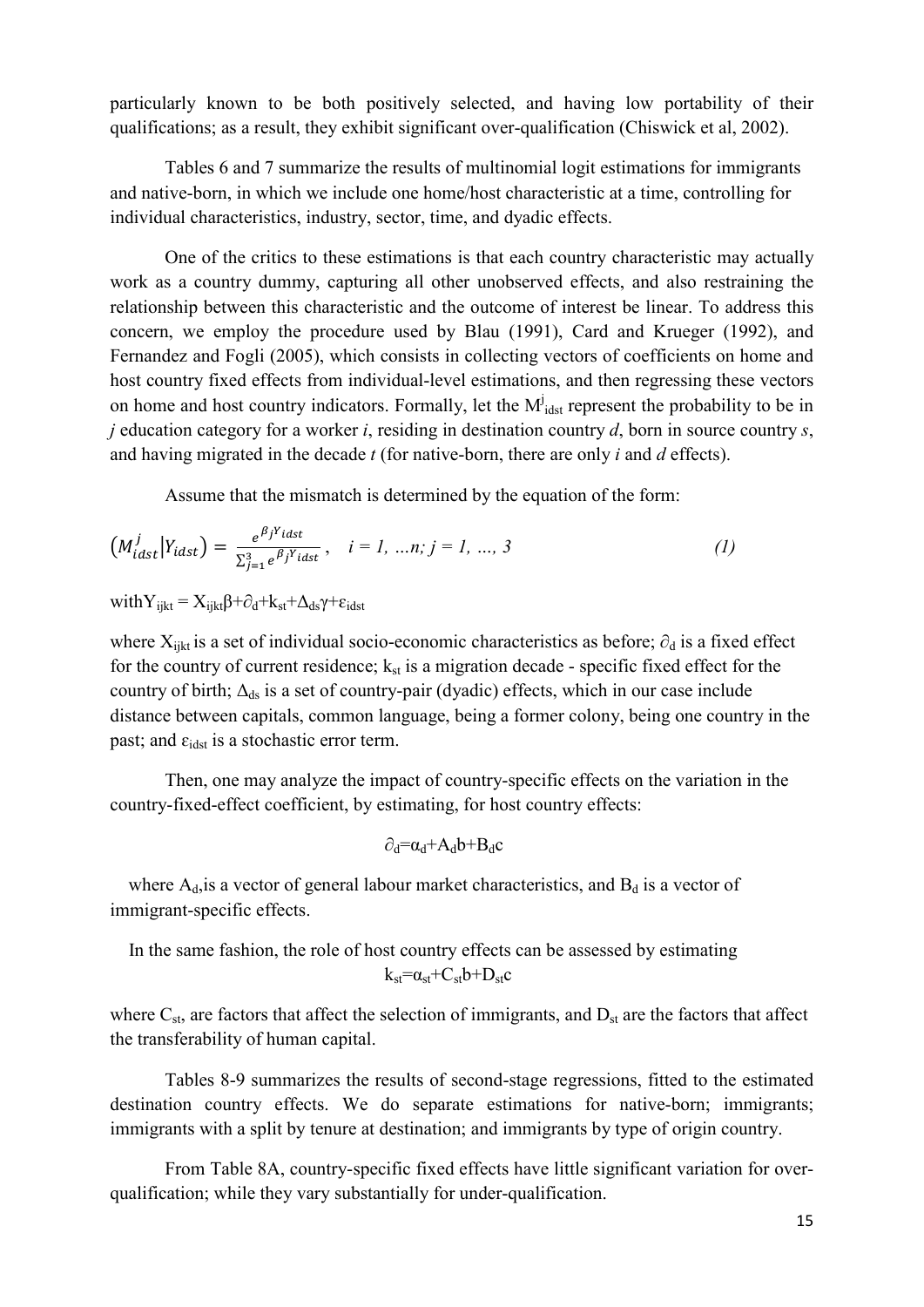particularly known to be both positively selected, and having low portability of their qualifications; as a result, they exhibit significant over-qualification (Chiswick et al, 2002).

Tables 6 and 7 summarize the results of multinomial logit estimations for immigrants and native-born, in which we include one home/host characteristic at a time, controlling for individual characteristics, industry, sector, time, and dyadic effects.

One of the critics to these estimations is that each country characteristic may actually work as a country dummy, capturing all other unobserved effects, and also restraining the relationship between this characteristic and the outcome of interest be linear. To address this concern, we employ the procedure used by Blau (1991), Card and Krueger (1992), and Fernandez and Fogli (2005), which consists in collecting vectors of coefficients on home and host country fixed effects from individual-level estimations, and then regressing these vectors on home and host country indicators. Formally, let the $M^j_{idst}$ represent the probability to be in *j* education category for a worker *i*, residing in destination country *d*, born in source country *s*, and having migrated in the decade *t* (for native-born, there are only *i* and *d* effects).

Assume that the mismatch is determined by the equation of the form:

$$\left(M^j_{idst}\middle|Y_{idst}\right) = \frac{e^{\beta_j Y_{idst}}}{\sum_{j=1}^{3} e^{\beta_j Y_{idst}}}, \quad i = 1, \ldots n; j = 1, \ldots, 3 \qquad (1)$$

with $Y_{ijkt} = X_{ijkt}\beta + \partial_d + k_{st} + \Delta_{ds}\gamma + \varepsilon_{idst}$

where $X_{ijkt}$ is a set of individual socio-economic characteristics as before; $\partial_d$ is a fixed effect for the country of current residence; $k_{st}$ is a migration decade - specific fixed effect for the country of birth; $\Delta_{ds}$ is a set of country-pair (dyadic) effects, which in our case include distance between capitals, common language, being a former colony, being one country in the past; and $\varepsilon_{idst}$ is a stochastic error term.

Then, one may analyze the impact of country-specific effects on the variation in the country-fixed-effect coefficient, by estimating, for host country effects:

$$\partial_d = \alpha_d + A_d b + B_d c$$

where $A_d$, is a vector of general labour market characteristics, and $B_d$ is a vector of immigrant-specific effects.

In the same fashion, the role of host country effects can be assessed by estimating

$$k_{st} = \alpha_{st} + C_{st} b + D_{st} c$$

where $C_{st}$, are factors that affect the selection of immigrants, and $D_{st}$ are the factors that affect the transferability of human capital.

Tables 8-9 summarizes the results of second-stage regressions, fitted to the estimated destination country effects. We do separate estimations for native-born; immigrants; immigrants with a split by tenure at destination; and immigrants by type of origin country.

From Table 8A, country-specific fixed effects have little significant variation for over-qualification; while they vary substantially for under-qualification.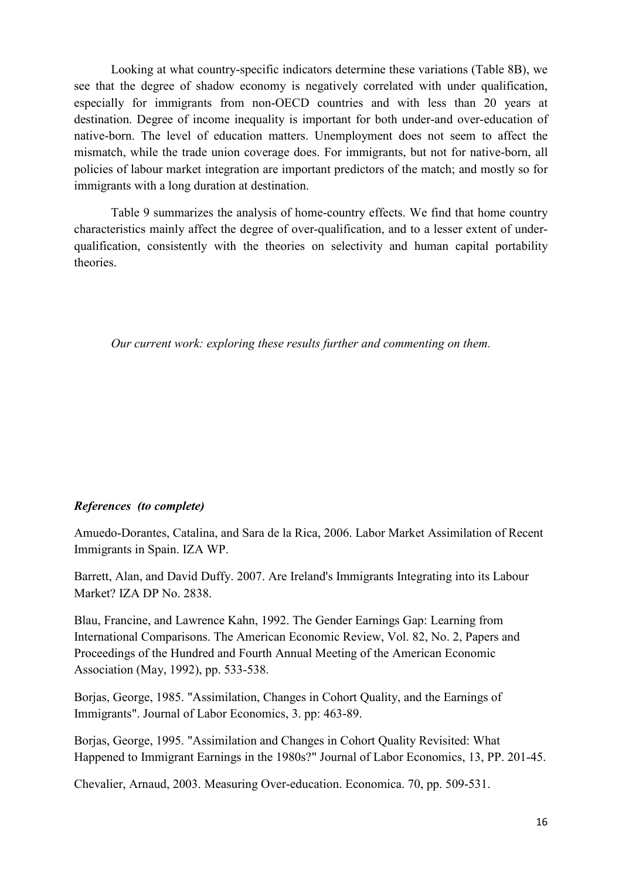Looking at what country-specific indicators determine these variations (Table 8B), we see that the degree of shadow economy is negatively correlated with under qualification, especially for immigrants from non-OECD countries and with less than 20 years at destination. Degree of income inequality is important for both under-and over-education of native-born. The level of education matters. Unemployment does not seem to affect the mismatch, while the trade union coverage does. For immigrants, but not for native-born, all policies of labour market integration are important predictors of the match; and mostly so for immigrants with a long duration at destination.

Table 9 summarizes the analysis of home-country effects. We find that home country characteristics mainly affect the degree of over-qualification, and to a lesser extent of under-qualification, consistently with the theories on selectivity and human capital portability theories.

*Our current work: exploring these results further and commenting on them.*

***References (to complete)***

Amuedo-Dorantes, Catalina, and Sara de la Rica, 2006. Labor Market Assimilation of Recent Immigrants in Spain. IZA WP.

Barrett, Alan, and David Duffy. 2007. Are Ireland's Immigrants Integrating into its Labour Market? IZA DP No. 2838.

Blau, Francine, and Lawrence Kahn, 1992. The Gender Earnings Gap: Learning from International Comparisons. The American Economic Review, Vol. 82, No. 2, Papers and Proceedings of the Hundred and Fourth Annual Meeting of the American Economic Association (May, 1992), pp. 533-538.

Borjas, George, 1985. "Assimilation, Changes in Cohort Quality, and the Earnings of Immigrants". Journal of Labor Economics, 3. pp: 463-89.

Borjas, George, 1995. "Assimilation and Changes in Cohort Quality Revisited: What Happened to Immigrant Earnings in the 1980s?" Journal of Labor Economics, 13, PP. 201-45.

Chevalier, Arnaud, 2003. Measuring Over-education. Economica. 70, pp. 509-531.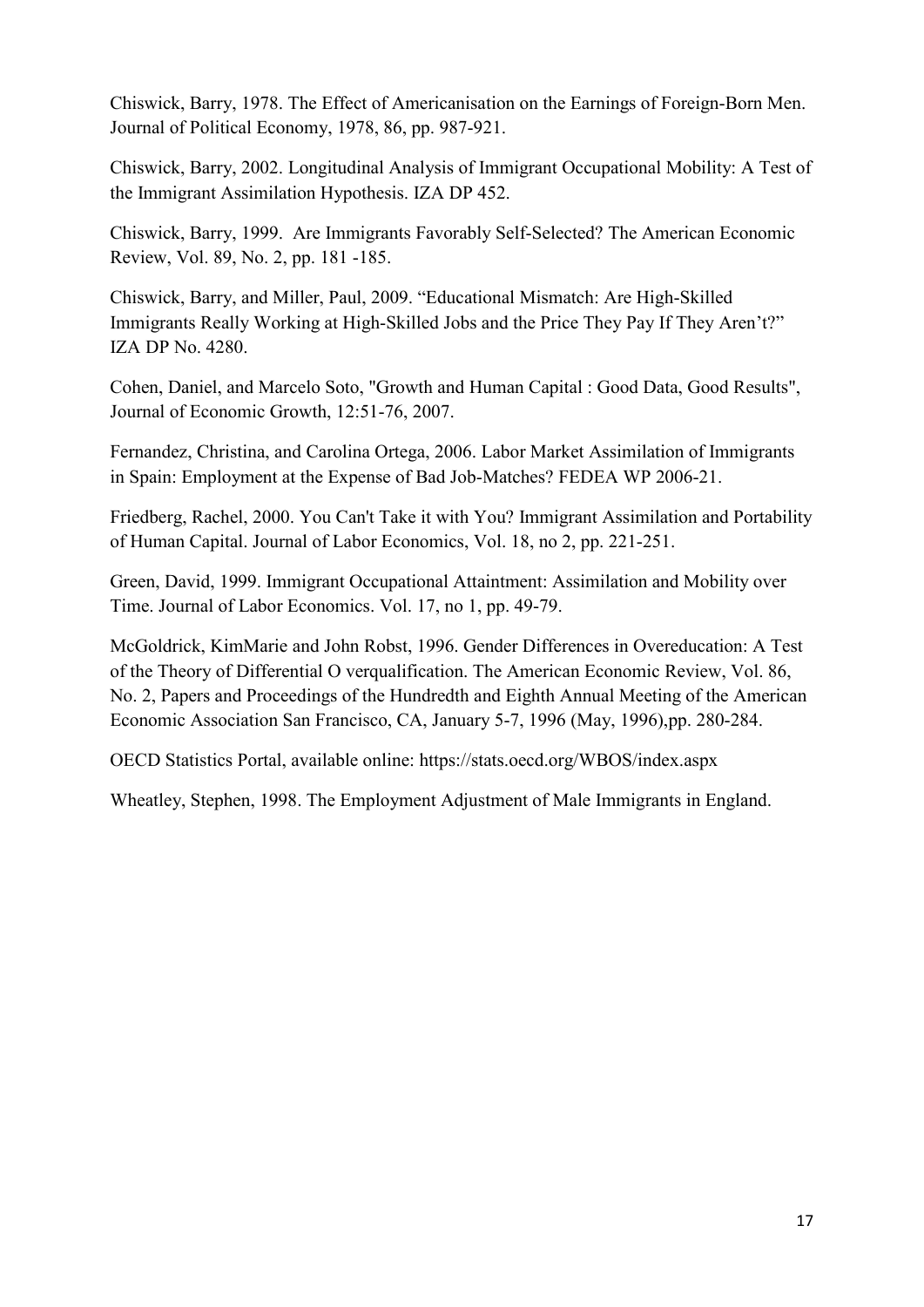Chiswick, Barry, 1978. The Effect of Americanisation on the Earnings of Foreign-Born Men. Journal of Political Economy, 1978, 86, pp. 987-921.

Chiswick, Barry, 2002. Longitudinal Analysis of Immigrant Occupational Mobility: A Test of the Immigrant Assimilation Hypothesis. IZA DP 452.

Chiswick, Barry, 1999. Are Immigrants Favorably Self-Selected? The American Economic Review, Vol. 89, No. 2, pp. 181 -185.

Chiswick, Barry, and Miller, Paul, 2009. "Educational Mismatch: Are High-Skilled Immigrants Really Working at High-Skilled Jobs and the Price They Pay If They Aren't?" IZA DP No. 4280.

Cohen, Daniel, and Marcelo Soto, "Growth and Human Capital : Good Data, Good Results", Journal of Economic Growth, 12:51-76, 2007.

Fernandez, Christina, and Carolina Ortega, 2006. Labor Market Assimilation of Immigrants in Spain: Employment at the Expense of Bad Job-Matches? FEDEA WP 2006-21.

Friedberg, Rachel, 2000. You Can't Take it with You? Immigrant Assimilation and Portability of Human Capital. Journal of Labor Economics, Vol. 18, no 2, pp. 221-251.

Green, David, 1999. Immigrant Occupational Attaintment: Assimilation and Mobility over Time. Journal of Labor Economics. Vol. 17, no 1, pp. 49-79.

McGoldrick, KimMarie and John Robst, 1996. Gender Differences in Overeducation: A Test of the Theory of Differential O verqualification. The American Economic Review, Vol. 86, No. 2, Papers and Proceedings of the Hundredth and Eighth Annual Meeting of the American Economic Association San Francisco, CA, January 5-7, 1996 (May, 1996),pp. 280-284.

OECD Statistics Portal, available online: https://stats.oecd.org/WBOS/index.aspx

Wheatley, Stephen, 1998. The Employment Adjustment of Male Immigrants in England.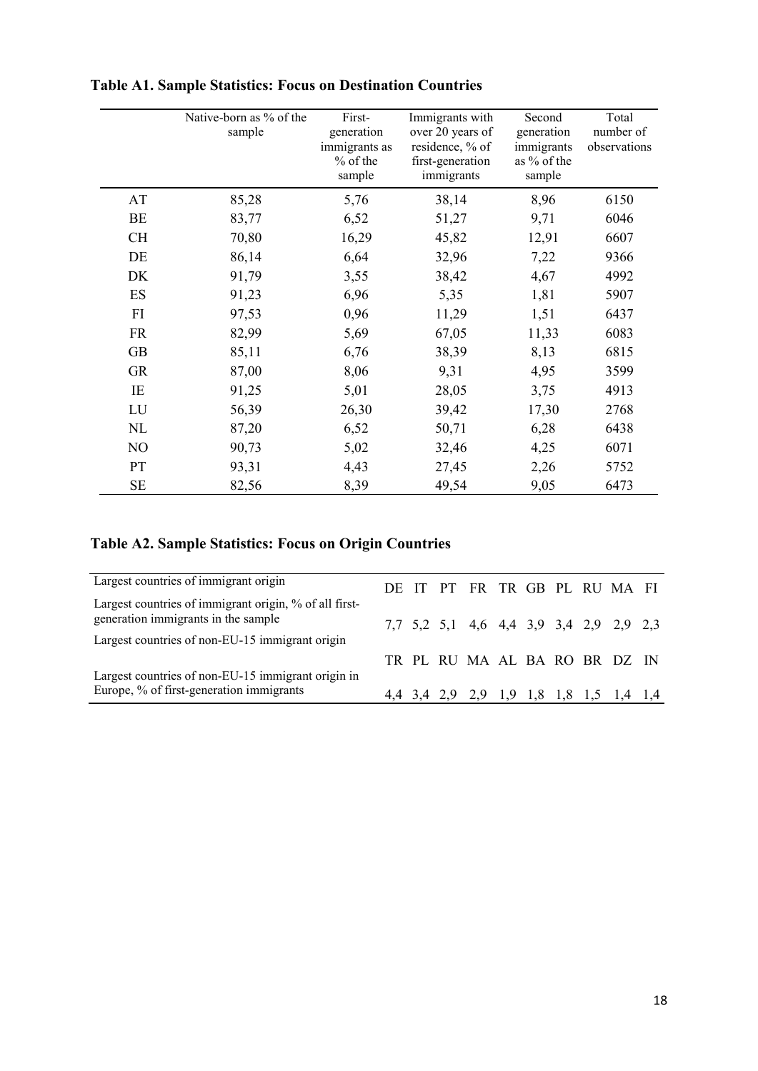**Table A1. Sample Statistics: Focus on Destination Countries**

| | Native-born as % of the sample | First-generation immigrants as % of the sample | Immigrants with over 20 years of residence, % of first-generation immigrants | Second generation immigrants as % of the sample | Total number of observations |
|---|---|---|---|---|---|
| AT | 85,28 | 5,76 | 38,14 | 8,96 | 6150 |
| BE | 83,77 | 6,52 | 51,27 | 9,71 | 6046 |
| CH | 70,80 | 16,29 | 45,82 | 12,91 | 6607 |
| DE | 86,14 | 6,64 | 32,96 | 7,22 | 9366 |
| DK | 91,79 | 3,55 | 38,42 | 4,67 | 4992 |
| ES | 91,23 | 6,96 | 5,35 | 1,81 | 5907 |
| FI | 97,53 | 0,96 | 11,29 | 1,51 | 6437 |
| FR | 82,99 | 5,69 | 67,05 | 11,33 | 6083 |
| GB | 85,11 | 6,76 | 38,39 | 8,13 | 6815 |
| GR | 87,00 | 8,06 | 9,31 | 4,95 | 3599 |
| IE | 91,25 | 5,01 | 28,05 | 3,75 | 4913 |
| LU | 56,39 | 26,30 | 39,42 | 17,30 | 2768 |
| NL | 87,20 | 6,52 | 50,71 | 6,28 | 6438 |
| NO | 90,73 | 5,02 | 32,46 | 4,25 | 6071 |
| PT | 93,31 | 4,43 | 27,45 | 2,26 | 5752 |
| SE | 82,56 | 8,39 | 49,54 | 9,05 | 6473 |

**Table A2. Sample Statistics: Focus on Origin Countries**

| | | | | | | | | | | |
|---|---|---|---|---|---|---|---|---|---|---|
| Largest countries of immigrant origin | DE | IT | PT | FR | TR | GB | PL | RU | MA | FI |
| Largest countries of immigrant origin, % of all first-generation immigrants in the sample | 7,7 | 5,2 | 5,1 | 4,6 | 4,4 | 3,9 | 3,4 | 2,9 | 2,9 | 2,3 |
| Largest countries of non-EU-15 immigrant origin | TR | PL | RU | MA | AL | BA | RO | BR | DZ | IN |
| Largest countries of non-EU-15 immigrant origin in Europe, % of first-generation immigrants | 4,4 | 3,4 | 2,9 | 2,9 | 1,9 | 1,8 | 1,8 | 1,5 | 1,4 | 1,4 |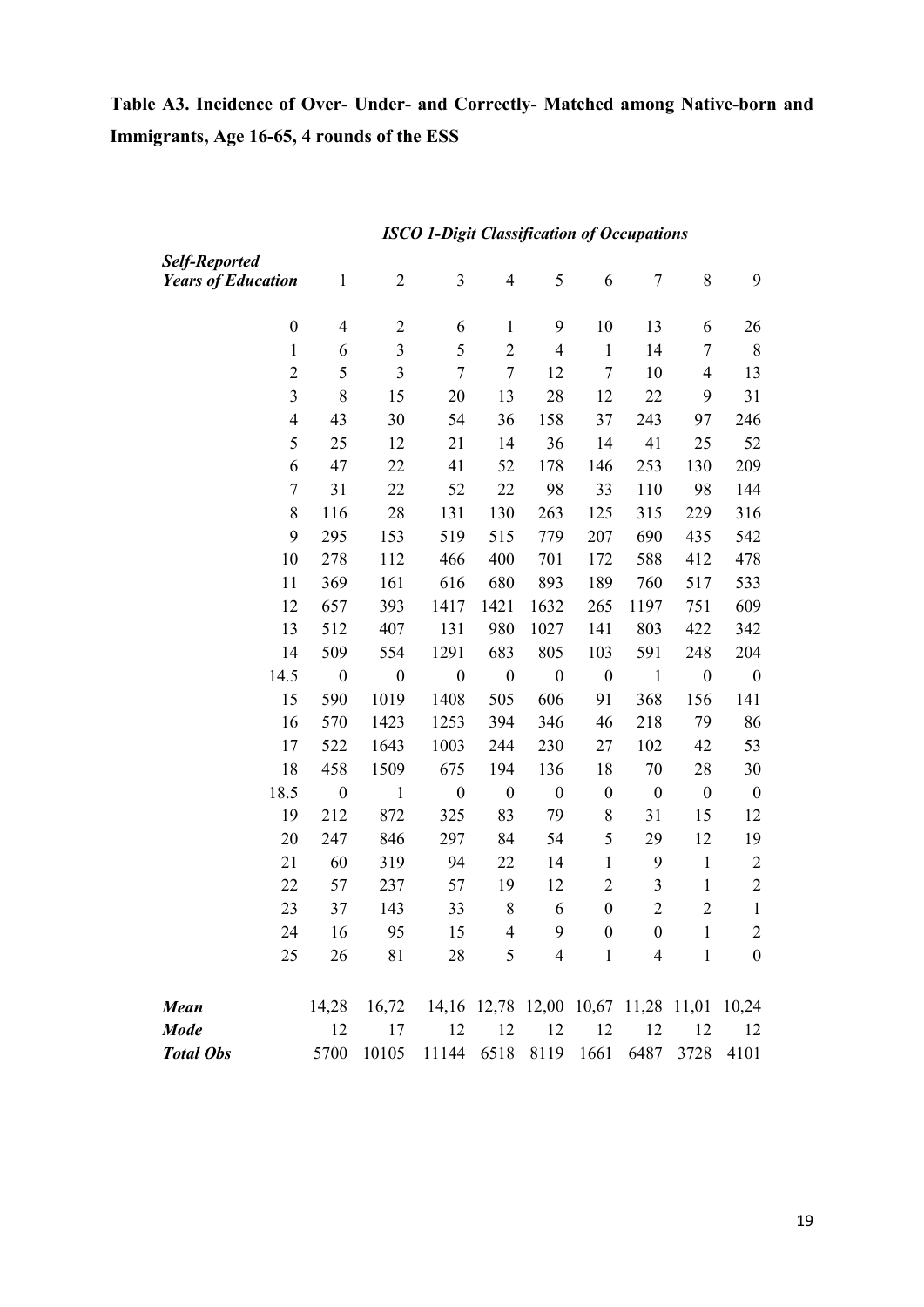**Table A3. Incidence of Over- Under- and Correctly- Matched among Native-born and Immigrants, Age 16-65, 4 rounds of the ESS**

| | *ISCO 1-Digit Classification of Occupations* | | | | | | | | |
|---|---|---|---|---|---|---|---|---|---|
| ***Self-Reported Years of Education*** | 1 | 2 | 3 | 4 | 5 | 6 | 7 | 8 | 9 |
| 0 | 4 | 2 | 6 | 1 | 9 | 10 | 13 | 6 | 26 |
| 1 | 6 | 3 | 5 | 2 | 4 | 1 | 14 | 7 | 8 |
| 2 | 5 | 3 | 7 | 7 | 12 | 7 | 10 | 4 | 13 |
| 3 | 8 | 15 | 20 | 13 | 28 | 12 | 22 | 9 | 31 |
| 4 | 43 | 30 | 54 | 36 | 158 | 37 | 243 | 97 | 246 |
| 5 | 25 | 12 | 21 | 14 | 36 | 14 | 41 | 25 | 52 |
| 6 | 47 | 22 | 41 | 52 | 178 | 146 | 253 | 130 | 209 |
| 7 | 31 | 22 | 52 | 22 | 98 | 33 | 110 | 98 | 144 |
| 8 | 116 | 28 | 131 | 130 | 263 | 125 | 315 | 229 | 316 |
| 9 | 295 | 153 | 519 | 515 | 779 | 207 | 690 | 435 | 542 |
| 10 | 278 | 112 | 466 | 400 | 701 | 172 | 588 | 412 | 478 |
| 11 | 369 | 161 | 616 | 680 | 893 | 189 | 760 | 517 | 533 |
| 12 | 657 | 393 | 1417 | 1421 | 1632 | 265 | 1197 | 751 | 609 |
| 13 | 512 | 407 | 131 | 980 | 1027 | 141 | 803 | 422 | 342 |
| 14 | 509 | 554 | 1291 | 683 | 805 | 103 | 591 | 248 | 204 |
| 14.5 | 0 | 0 | 0 | 0 | 0 | 0 | 1 | 0 | 0 |
| 15 | 590 | 1019 | 1408 | 505 | 606 | 91 | 368 | 156 | 141 |
| 16 | 570 | 1423 | 1253 | 394 | 346 | 46 | 218 | 79 | 86 |
| 17 | 522 | 1643 | 1003 | 244 | 230 | 27 | 102 | 42 | 53 |
| 18 | 458 | 1509 | 675 | 194 | 136 | 18 | 70 | 28 | 30 |
| 18.5 | 0 | 1 | 0 | 0 | 0 | 0 | 0 | 0 | 0 |
| 19 | 212 | 872 | 325 | 83 | 79 | 8 | 31 | 15 | 12 |
| 20 | 247 | 846 | 297 | 84 | 54 | 5 | 29 | 12 | 19 |
| 21 | 60 | 319 | 94 | 22 | 14 | 1 | 9 | 1 | 2 |
| 22 | 57 | 237 | 57 | 19 | 12 | 2 | 3 | 1 | 2 |
| 23 | 37 | 143 | 33 | 8 | 6 | 0 | 2 | 2 | 1 |
| 24 | 16 | 95 | 15 | 4 | 9 | 0 | 0 | 1 | 2 |
| 25 | 26 | 81 | 28 | 5 | 4 | 1 | 4 | 1 | 0 |
| ***Mean*** | 14,28 | 16,72 | 14,16 | 12,78 | 12,00 | 10,67 | 11,28 | 11,01 | 10,24 |
| ***Mode*** | 12 | 17 | 12 | 12 | 12 | 12 | 12 | 12 | 12 |
| ***Total Obs*** | 5700 | 10105 | 11144 | 6518 | 8119 | 1661 | 6487 | 3728 | 4101 |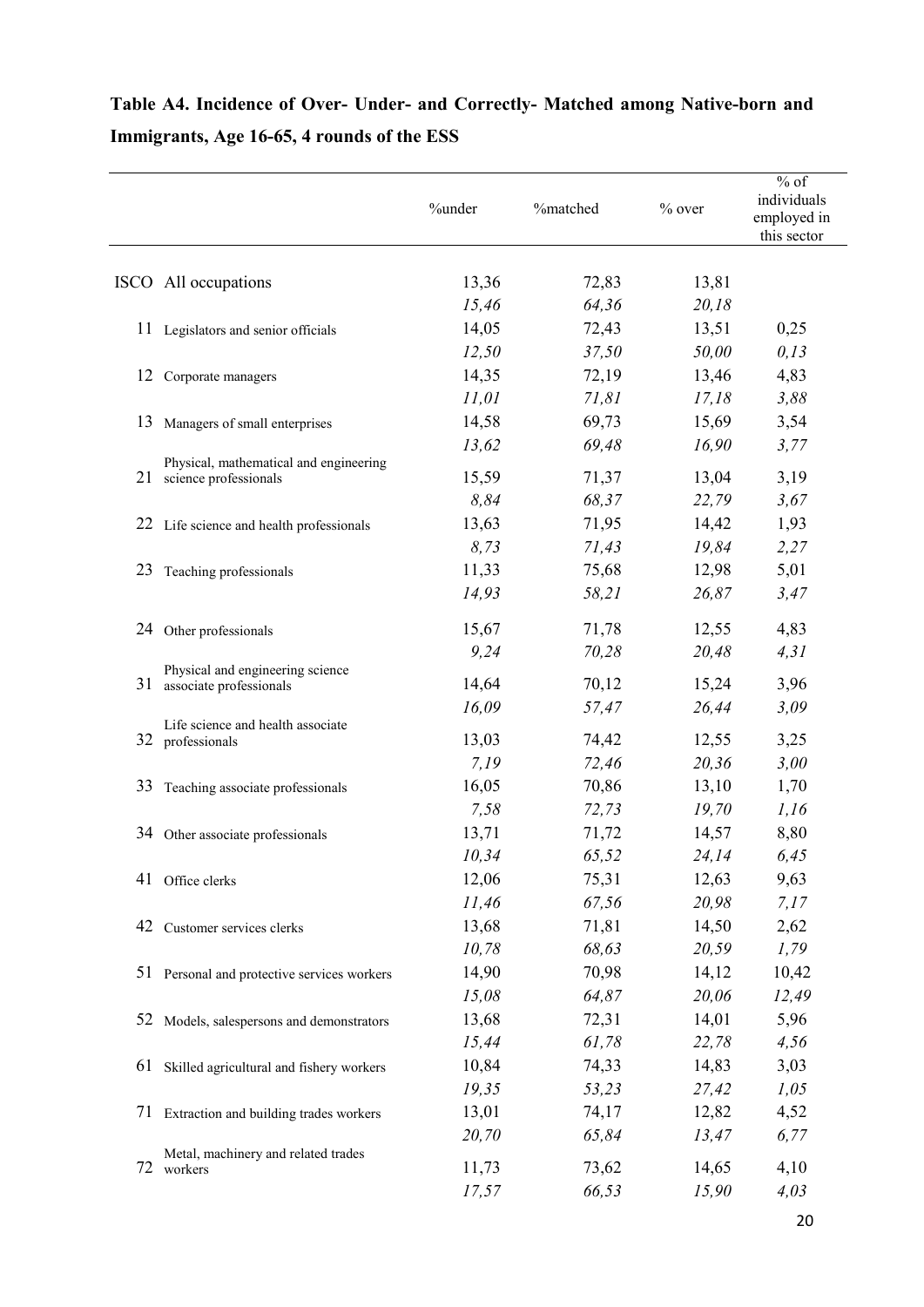**Table A4. Incidence of Over- Under- and Correctly- Matched among Native-born and Immigrants, Age 16-65, 4 rounds of the ESS**

| | | %under | %matched | % over | % of individuals employed in this sector |
|---|---|---|---|---|---|
| ISCO | All occupations | 13,36 | 72,83 | 13,81 | |
| | | *15,46* | *64,36* | *20,18* | |
| 11 | Legislators and senior officials | 14,05 | 72,43 | 13,51 | 0,25 |
| | | *12,50* | *37,50* | *50,00* | *0,13* |
| 12 | Corporate managers | 14,35 | 72,19 | 13,46 | 4,83 |
| | | *11,01* | *71,81* | *17,18* | *3,88* |
| 13 | Managers of small enterprises | 14,58 | 69,73 | 15,69 | 3,54 |
| | | *13,62* | *69,48* | *16,90* | *3,77* |
| 21 | Physical, mathematical and engineering science professionals | 15,59 | 71,37 | 13,04 | 3,19 |
| | | *8,84* | *68,37* | *22,79* | *3,67* |
| 22 | Life science and health professionals | 13,63 | 71,95 | 14,42 | 1,93 |
| | | *8,73* | *71,43* | *19,84* | *2,27* |
| 23 | Teaching professionals | 11,33 | 75,68 | 12,98 | 5,01 |
| | | *14,93* | *58,21* | *26,87* | *3,47* |
| 24 | Other professionals | 15,67 | 71,78 | 12,55 | 4,83 |
| | | *9,24* | *70,28* | *20,48* | *4,31* |
| 31 | Physical and engineering science associate professionals | 14,64 | 70,12 | 15,24 | 3,96 |
| | | *16,09* | *57,47* | *26,44* | *3,09* |
| 32 | Life science and health associate professionals | 13,03 | 74,42 | 12,55 | 3,25 |
| | | *7,19* | *72,46* | *20,36* | *3,00* |
| 33 | Teaching associate professionals | 16,05 | 70,86 | 13,10 | 1,70 |
| | | *7,58* | *72,73* | *19,70* | *1,16* |
| 34 | Other associate professionals | 13,71 | 71,72 | 14,57 | 8,80 |
| | | *10,34* | *65,52* | *24,14* | *6,45* |
| 41 | Office clerks | 12,06 | 75,31 | 12,63 | 9,63 |
| | | *11,46* | *67,56* | *20,98* | *7,17* |
| 42 | Customer services clerks | 13,68 | 71,81 | 14,50 | 2,62 |
| | | *10,78* | *68,63* | *20,59* | *1,79* |
| 51 | Personal and protective services workers | 14,90 | 70,98 | 14,12 | 10,42 |
| | | *15,08* | *64,87* | *20,06* | *12,49* |
| 52 | Models, salespersons and demonstrators | 13,68 | 72,31 | 14,01 | 5,96 |
| | | *15,44* | *61,78* | *22,78* | *4,56* |
| 61 | Skilled agricultural and fishery workers | 10,84 | 74,33 | 14,83 | 3,03 |
| | | *19,35* | *53,23* | *27,42* | *1,05* |
| 71 | Extraction and building trades workers | 13,01 | 74,17 | 12,82 | 4,52 |
| | | *20,70* | *65,84* | *13,47* | *6,77* |
| 72 | Metal, machinery and related trades workers | 11,73 | 73,62 | 14,65 | 4,10 |
| | | *17,57* | *66,53* | *15,90* | *4,03* |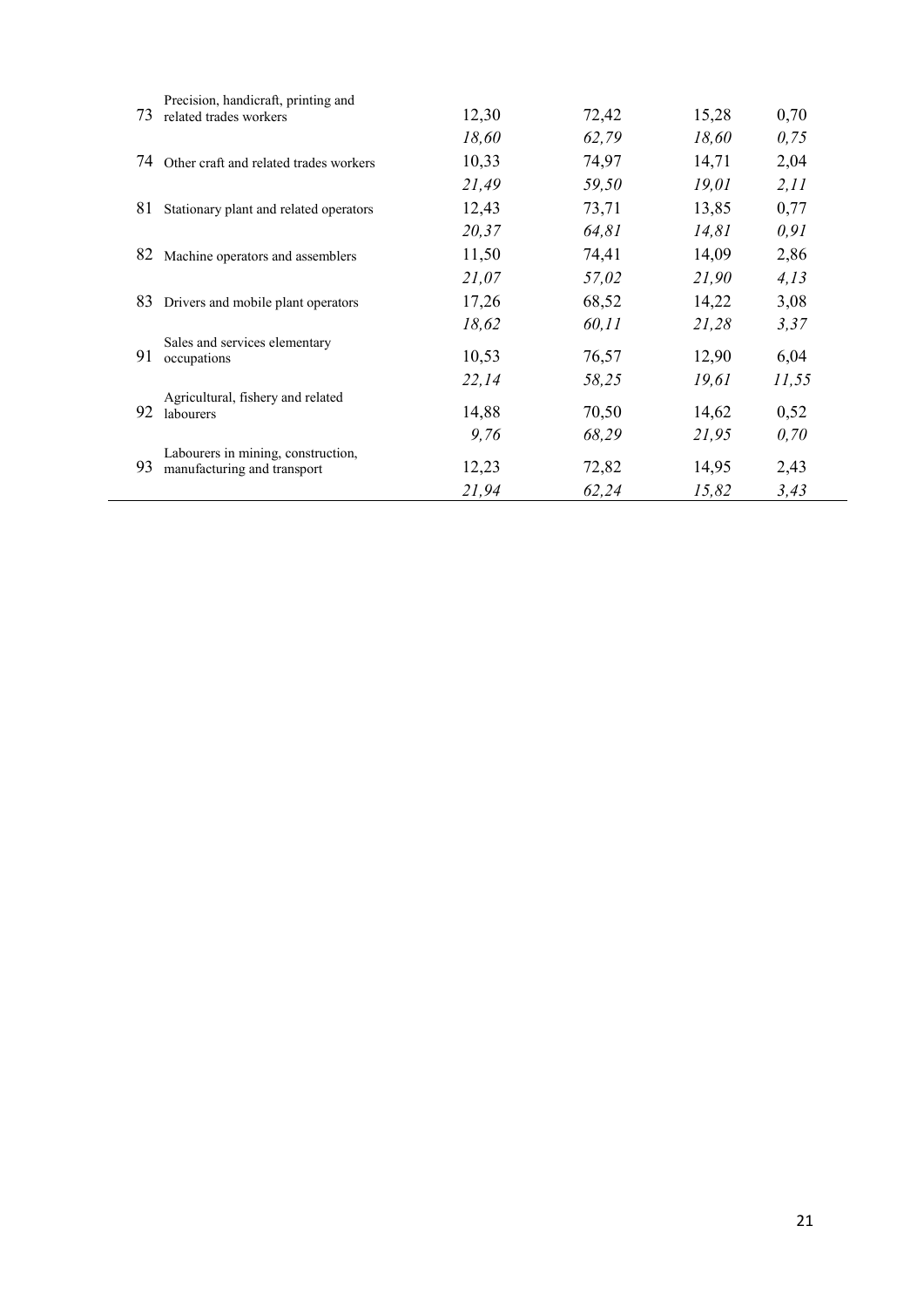| | | | | | |
|---|---|---|---|---|---|
| 73 | Precision, handicraft, printing and related trades workers | 12,30 | 72,42 | 15,28 | 0,70 |
| | | *18,60* | *62,79* | *18,60* | *0,75* |
| 74 | Other craft and related trades workers | 10,33 | 74,97 | 14,71 | 2,04 |
| | | *21,49* | *59,50* | *19,01* | *2,11* |
| 81 | Stationary plant and related operators | 12,43 | 73,71 | 13,85 | 0,77 |
| | | *20,37* | *64,81* | *14,81* | *0,91* |
| 82 | Machine operators and assemblers | 11,50 | 74,41 | 14,09 | 2,86 |
| | | *21,07* | *57,02* | *21,90* | *4,13* |
| 83 | Drivers and mobile plant operators | 17,26 | 68,52 | 14,22 | 3,08 |
| | | *18,62* | *60,11* | *21,28* | *3,37* |
| 91 | Sales and services elementary occupations | 10,53 | 76,57 | 12,90 | 6,04 |
| | | *22,14* | *58,25* | *19,61* | *11,55* |
| 92 | Agricultural, fishery and related labourers | 14,88 | 70,50 | 14,62 | 0,52 |
| | | *9,76* | *68,29* | *21,95* | *0,70* |
| 93 | Labourers in mining, construction, manufacturing and transport | 12,23 | 72,82 | 14,95 | 2,43 |
| | | *21,94* | *62,24* | *15,82* | *3,43* |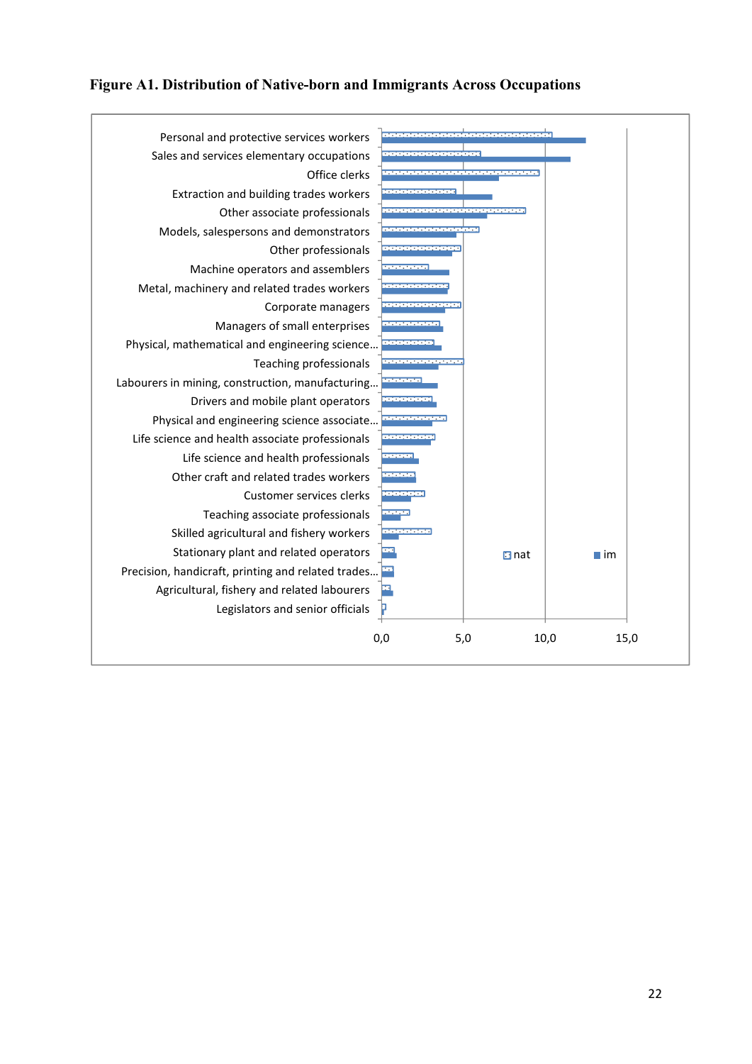**Figure A1. Distribution of Native-born and Immigrants Across Occupations**

| Occupation | nat | im |
|---|---|---|
| Personal and protective services workers | | |
| Sales and services elementary occupations | | |
| Office clerks | | |
| Extraction and building trades workers | | |
| Other associate professionals | | |
| Models, salespersons and demonstrators | | |
| Other professionals | | |
| Machine operators and assemblers | | |
| Metal, machinery and related trades workers | | |
| Corporate managers | | |
| Managers of small enterprises | | |
| Physical, mathematical and engineering science... | | |
| Teaching professionals | | |
| Labourers in mining, construction, manufacturing... | | |
| Drivers and mobile plant operators | | |
| Physical and engineering science associate... | | |
| Life science and health associate professionals | | |
| Life science and health professionals | | |
| Other craft and related trades workers | | |
| Customer services clerks | | |
| Teaching associate professionals | | |
| Skilled agricultural and fishery workers | | |
| Stationary plant and related operators | | |
| Precision, handicraft, printing and related trades... | | |
| Agricultural, fishery and related labourers | | |
| Legislators and senior officials | | |

Axis: 0,0 5,0 10,0 15,0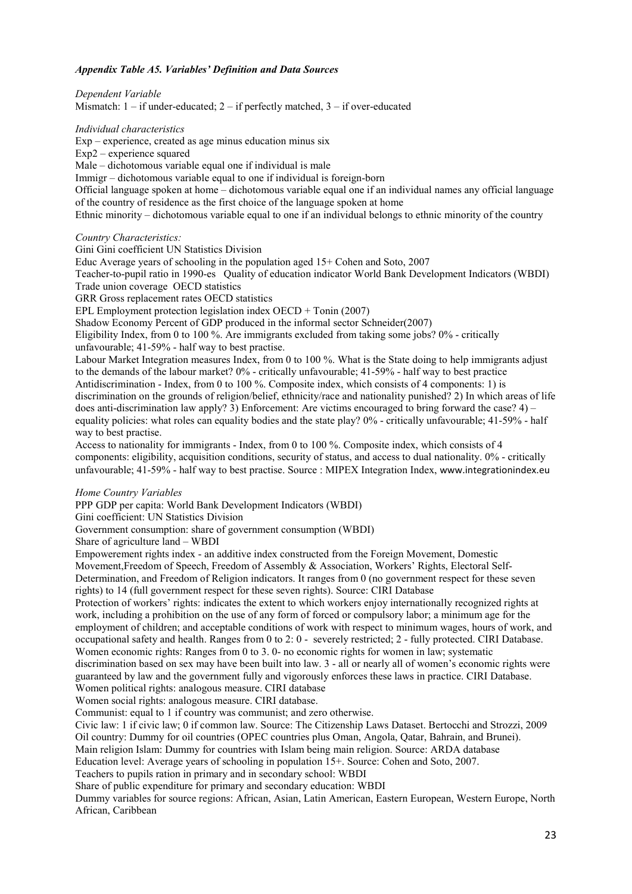*Appendix Table A5. Variables' Definition and Data Sources*

*Dependent Variable*

Mismatch: 1 – if under-educated; 2 – if perfectly matched, 3 – if over-educated

*Individual characteristics*

Exp – experience, created as age minus education minus six

Exp2 – experience squared

Male – dichotomous variable equal one if individual is male

Immigr – dichotomous variable equal to one if individual is foreign-born

Official language spoken at home – dichotomous variable equal one if an individual names any official language of the country of residence as the first choice of the language spoken at home

Ethnic minority – dichotomous variable equal to one if an individual belongs to ethnic minority of the country

*Country Characteristics:*

Gini Gini coefficient UN Statistics Division

Educ Average years of schooling in the population aged 15+ Cohen and Soto, 2007

Teacher-to-pupil ratio in 1990-es Quality of education indicator World Bank Development Indicators (WBDI)

Trade union coverage OECD statistics

GRR Gross replacement rates OECD statistics

EPL Employment protection legislation index OECD + Tonin (2007)

Shadow Economy Percent of GDP produced in the informal sector Schneider(2007)

Eligibility Index, from 0 to 100 %. Are immigrants excluded from taking some jobs? 0% - critically unfavourable; 41-59% - half way to best practise.

Labour Market Integration measures Index, from 0 to 100 %. What is the State doing to help immigrants adjust to the demands of the labour market? 0% - critically unfavourable; 41-59% - half way to best practice

Antidiscrimination - Index, from 0 to 100 %. Composite index, which consists of 4 components: 1) is discrimination on the grounds of religion/belief, ethnicity/race and nationality punished? 2) In which areas of life does anti-discrimination law apply? 3) Enforcement: Are victims encouraged to bring forward the case? 4) – equality policies: what roles can equality bodies and the state play? 0% - critically unfavourable; 41-59% - half way to best practise.

Access to nationality for immigrants - Index, from 0 to 100 %. Composite index, which consists of 4 components: eligibility, acquisition conditions, security of status, and access to dual nationality. 0% - critically unfavourable; 41-59% - half way to best practise. Source : MIPEX Integration Index, www.integrationindex.eu

*Home Country Variables*

PPP GDP per capita: World Bank Development Indicators (WBDI)

Gini coefficient: UN Statistics Division

Government consumption: share of government consumption (WBDI)

Share of agriculture land – WBDI

Empowerement rights index - an additive index constructed from the Foreign Movement, Domestic Movement,Freedom of Speech, Freedom of Assembly & Association, Workers' Rights, Electoral Self-Determination, and Freedom of Religion indicators. It ranges from 0 (no government respect for these seven rights) to 14 (full government respect for these seven rights). Source: CIRI Database

Protection of workers' rights: indicates the extent to which workers enjoy internationally recognized rights at work, including a prohibition on the use of any form of forced or compulsory labor; a minimum age for the employment of children; and acceptable conditions of work with respect to minimum wages, hours of work, and occupational safety and health. Ranges from 0 to 2: 0 - severely restricted; 2 - fully protected. CIRI Database.

Women economic rights: Ranges from 0 to 3. 0- no economic rights for women in law; systematic discrimination based on sex may have been built into law. 3 - all or nearly all of women's economic rights were guaranteed by law and the government fully and vigorously enforces these laws in practice. CIRI Database.

Women political rights: analogous measure. CIRI database

Women social rights: analogous measure. CIRI database.

Communist: equal to 1 if country was communist; and zero otherwise.

Civic law: 1 if civic law; 0 if common law. Source: The Citizenship Laws Dataset. Bertocchi and Strozzi, 2009

Oil country: Dummy for oil countries (OPEC countries plus Oman, Angola, Qatar, Bahrain, and Brunei).

Main religion Islam: Dummy for countries with Islam being main religion. Source: ARDA database

Education level: Average years of schooling in population 15+. Source: Cohen and Soto, 2007.

Teachers to pupils ration in primary and in secondary school: WBDI

Share of public expenditure for primary and secondary education: WBDI

Dummy variables for source regions: African, Asian, Latin American, Eastern European, Western Europe, North African, Caribbean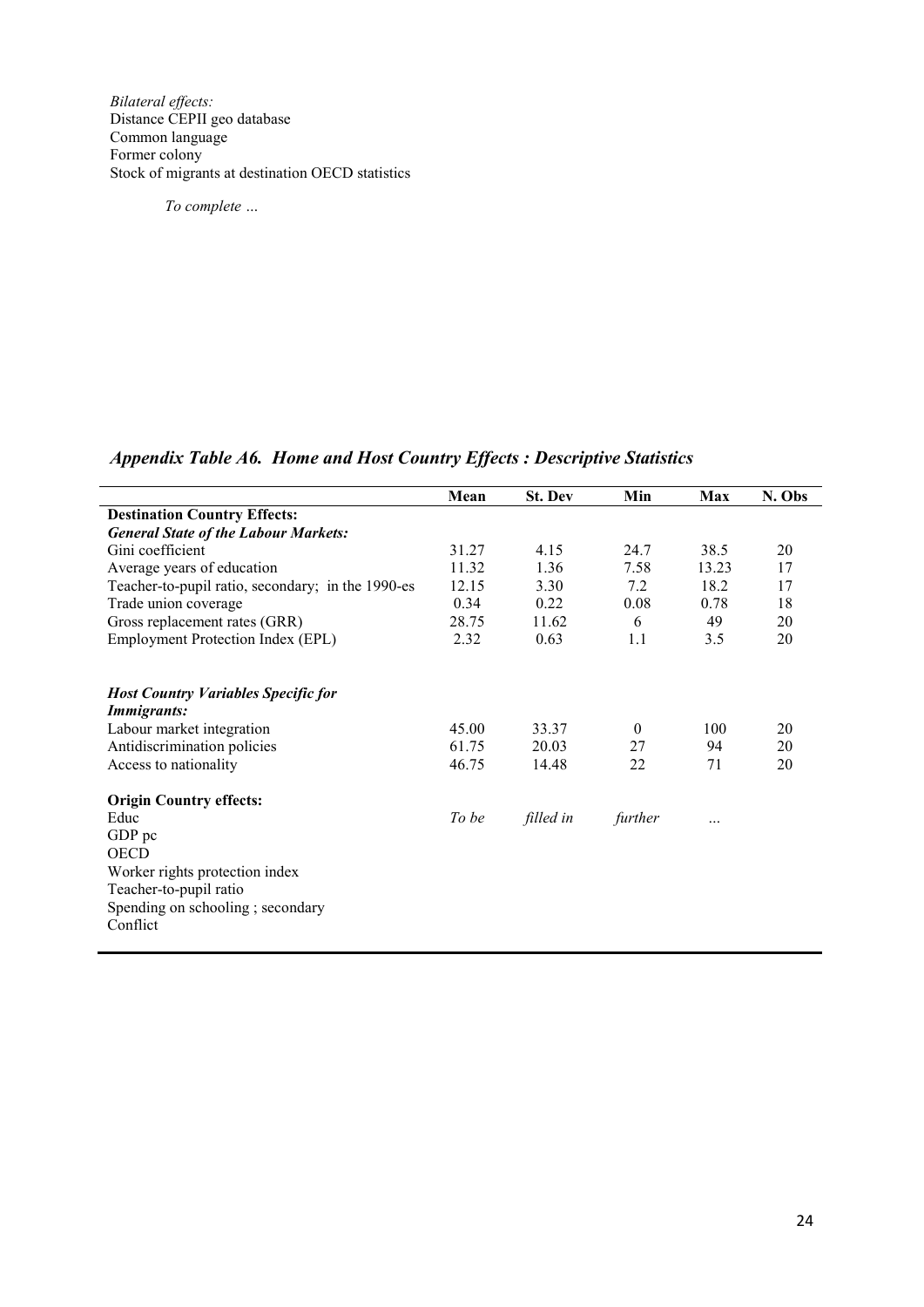*Bilateral effects:*
Distance CEPII geo database
Common language
Former colony
Stock of migrants at destination OECD statistics

*To complete …*

## *Appendix Table A6. Home and Host Country Effects : Descriptive Statistics*

| | Mean | St. Dev | Min | Max | N. Obs |
|---|---|---|---|---|---|
| **Destination Country Effects:** | | | | | |
| ***General State of the Labour Markets:*** | | | | | |
| Gini coefficient | 31.27 | 4.15 | 24.7 | 38.5 | 20 |
| Average years of education | 11.32 | 1.36 | 7.58 | 13.23 | 17 |
| Teacher-to-pupil ratio, secondary; in the 1990-es | 12.15 | 3.30 | 7.2 | 18.2 | 17 |
| Trade union coverage | 0.34 | 0.22 | 0.08 | 0.78 | 18 |
| Gross replacement rates (GRR) | 28.75 | 11.62 | 6 | 49 | 20 |
| Employment Protection Index (EPL) | 2.32 | 0.63 | 1.1 | 3.5 | 20 |
| ***Host Country Variables Specific for Immigrants:*** | | | | | |
| Labour market integration | 45.00 | 33.37 | 0 | 100 | 20 |
| Antidiscrimination policies | 61.75 | 20.03 | 27 | 94 | 20 |
| Access to nationality | 46.75 | 14.48 | 22 | 71 | 20 |
| **Origin Country effects:** | | | | | |
| Educ | *To be* | *filled in* | *further* | … | |
| GDP pc | | | | | |
| OECD | | | | | |
| Worker rights protection index | | | | | |
| Teacher-to-pupil ratio | | | | | |
| Spending on schooling ; secondary | | | | | |
| Conflict | | | | | |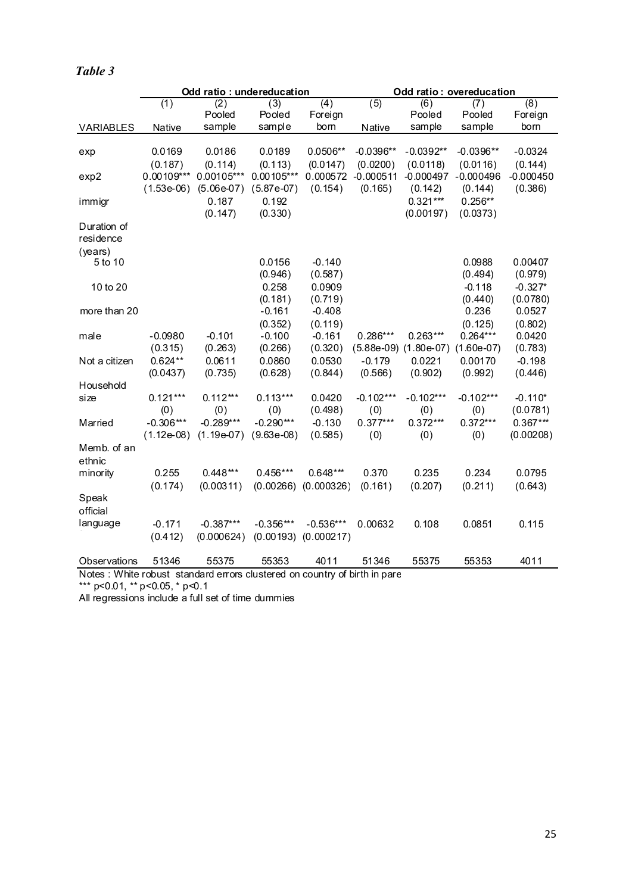*Table 3*

| | Odd ratio : undereducation | | | | Odd ratio : overeducation | | | |
|---|---|---|---|---|---|---|---|---|
| | (1) | (2) | (3) | (4) | (5) | (6) | (7) | (8) |
| VARIABLES | Native | Pooled sample | Pooled sample | Foreign born | Native | Pooled sample | Pooled sample | Foreign born |
| exp | 0.0169 | 0.0186 | 0.0189 | 0.0506** | -0.0396** | -0.0392** | -0.0396** | -0.0324 |
| | (0.187) | (0.114) | (0.113) | (0.0147) | (0.0200) | (0.0118) | (0.0116) | (0.144) |
| exp2 | 0.00109*** | 0.00105*** | 0.00105*** | 0.000572 | -0.000511 | -0.000497 | -0.000496 | -0.000450 |
| | (1.53e-06) | (5.06e-07) | (5.87e-07) | (0.154) | (0.165) | (0.142) | (0.144) | (0.386) |
| immigr | | 0.187 | 0.192 | | | 0.321*** | 0.256** | |
| | | (0.147) | (0.330) | | | (0.00197) | (0.0373) | |
| Duration of residence (years) | | | | | | | | |
| 5 to 10 | | | 0.0156 | -0.140 | | | 0.0988 | 0.00407 |
| | | | (0.946) | (0.587) | | | (0.494) | (0.979) |
| 10 to 20 | | | 0.258 | 0.0909 | | | -0.118 | -0.327* |
| | | | (0.181) | (0.719) | | | (0.440) | (0.0780) |
| more than 20 | | | -0.161 | -0.408 | | | 0.236 | 0.0527 |
| | | | (0.352) | (0.119) | | | (0.125) | (0.802) |
| male | -0.0980 | -0.101 | -0.100 | -0.161 | 0.286*** | 0.263*** | 0.264*** | 0.0420 |
| | (0.315) | (0.263) | (0.266) | (0.320) | (5.88e-09) | (1.80e-07) | (1.60e-07) | (0.783) |
| Not a citizen | 0.624** | 0.0611 | 0.0860 | 0.0530 | -0.179 | 0.0221 | 0.00170 | -0.198 |
| | (0.0437) | (0.735) | (0.628) | (0.844) | (0.566) | (0.902) | (0.992) | (0.446) |
| Household size | 0.121*** | 0.112*** | 0.113*** | 0.0420 | -0.102*** | -0.102*** | -0.102*** | -0.110* |
| | (0) | (0) | (0) | (0.498) | (0) | (0) | (0) | (0.0781) |
| Married | -0.306*** | -0.289*** | -0.290*** | -0.130 | 0.377*** | 0.372*** | 0.372*** | 0.367*** |
| | (1.12e-08) | (1.19e-07) | (9.63e-08) | (0.585) | (0) | (0) | (0) | (0.00208) |
| Memb. of an ethnic minority | 0.255 | 0.448*** | 0.456*** | 0.648*** | 0.370 | 0.235 | 0.234 | 0.0795 |
| | (0.174) | (0.00311) | (0.00266) | (0.000326) | (0.161) | (0.207) | (0.211) | (0.643) |
| Speak official language | -0.171 | -0.387*** | -0.356*** | -0.536*** | 0.00632 | 0.108 | 0.0851 | 0.115 |
| | (0.412) | (0.000624) | (0.00193) | (0.000217) | | | | |
| Observations | 51346 | 55375 | 55353 | 4011 | 51346 | 55375 | 55353 | 4011 |

Notes : White robust standard errors clustered on country of birth in pare

*** p<0.01, ** p<0.05, * p<0.1

All regressions include a full set of time dummies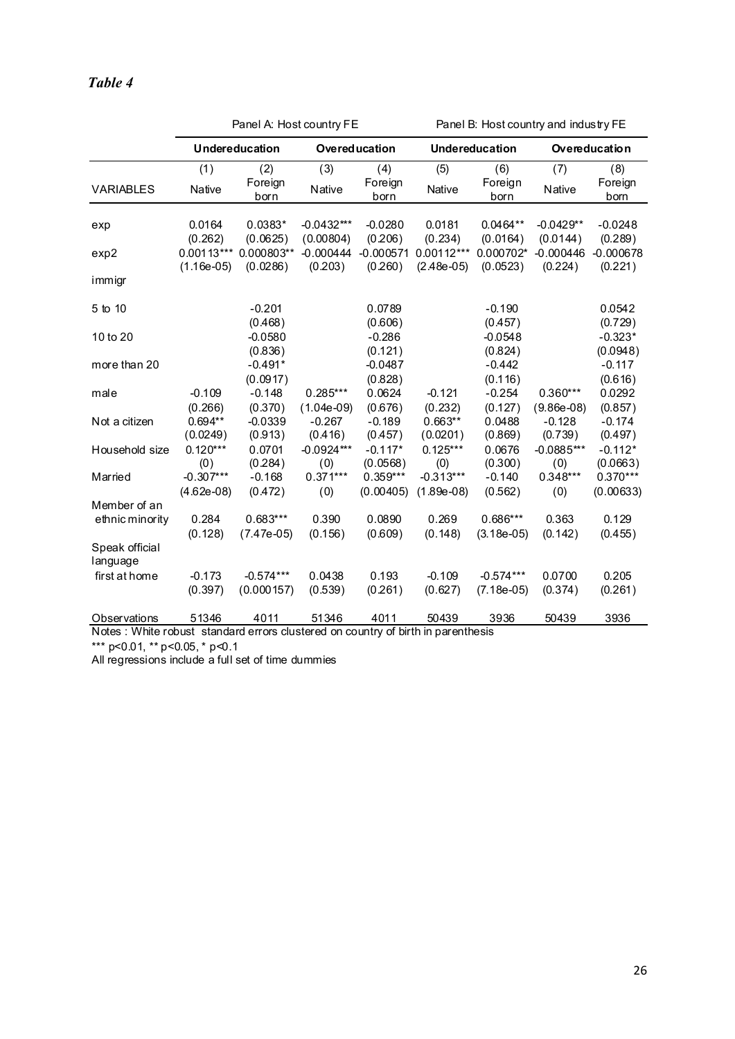*Table 4*

| | Panel A: Host country FE | | | | Panel B: Host country and industry FE | | | |
|---|---|---|---|---|---|---|---|---|
| | **Undereducation** | | **Overeducation** | | **Undereducation** | | **Overeducation** | |
| | (1) | (2) | (3) | (4) | (5) | (6) | (7) | (8) |
| VARIABLES | Native | Foreign born | Native | Foreign born | Native | Foreign born | Native | Foreign born |
| exp | 0.0164 | 0.0383* | -0.0432*** | -0.0280 | 0.0181 | 0.0464** | -0.0429** | -0.0248 |
| | (0.262) | (0.0625) | (0.00804) | (0.206) | (0.234) | (0.0164) | (0.0144) | (0.289) |
| exp2 | 0.00113*** | 0.000803** | -0.000444 | -0.000571 | 0.00112*** | 0.000702* | -0.000446 | -0.000678 |
| | (1.16e-05) | (0.0286) | (0.203) | (0.260) | (2.48e-05) | (0.0523) | (0.224) | (0.221) |
| immigr | | | | | | | | |
| 5 to 10 | | -0.201 | | 0.0789 | | -0.190 | | 0.0542 |
| | | (0.468) | | (0.606) | | (0.457) | | (0.729) |
| 10 to 20 | | -0.0580 | | -0.286 | | -0.0548 | | -0.323* |
| | | (0.836) | | (0.121) | | (0.824) | | (0.0948) |
| more than 20 | | -0.491* | | -0.0487 | | -0.442 | | -0.117 |
| | | (0.0917) | | (0.828) | | (0.116) | | (0.616) |
| male | -0.109 | -0.148 | 0.285*** | 0.0624 | -0.121 | -0.254 | 0.360*** | 0.0292 |
| | (0.266) | (0.370) | (1.04e-09) | (0.676) | (0.232) | (0.127) | (9.86e-08) | (0.857) |
| Not a citizen | 0.694** | -0.0339 | -0.267 | -0.189 | 0.663** | 0.0488 | -0.128 | -0.174 |
| | (0.0249) | (0.913) | (0.416) | (0.457) | (0.0201) | (0.869) | (0.739) | (0.497) |
| Household size | 0.120*** | 0.0701 | -0.0924*** | -0.117* | 0.125*** | 0.0676 | -0.0885*** | -0.112* |
| | (0) | (0.284) | (0) | (0.0568) | (0) | (0.300) | (0) | (0.0663) |
| Married | -0.307*** | -0.168 | 0.371*** | 0.359*** | -0.313*** | -0.140 | 0.348*** | 0.370*** |
| | (4.62e-08) | (0.472) | (0) | (0.00405) | (1.89e-08) | (0.562) | (0) | (0.00633) |
| Member of an ethnic minority | 0.284 | 0.683*** | 0.390 | 0.0890 | 0.269 | 0.686*** | 0.363 | 0.129 |
| | (0.128) | (7.47e-05) | (0.156) | (0.609) | (0.148) | (3.18e-05) | (0.142) | (0.455) |
| Speak official language first at home | -0.173 | -0.574*** | 0.0438 | 0.193 | -0.109 | -0.574*** | 0.0700 | 0.205 |
| | (0.397) | (0.000157) | (0.539) | (0.261) | (0.627) | (7.18e-05) | (0.374) | (0.261) |
| Observations | 51346 | 4011 | 51346 | 4011 | 50439 | 3936 | 50439 | 3936 |

Notes : White robust standard errors clustered on country of birth in parenthesis

*** p<0.01, ** p<0.05, * p<0.1

All regressions include a full set of time dummies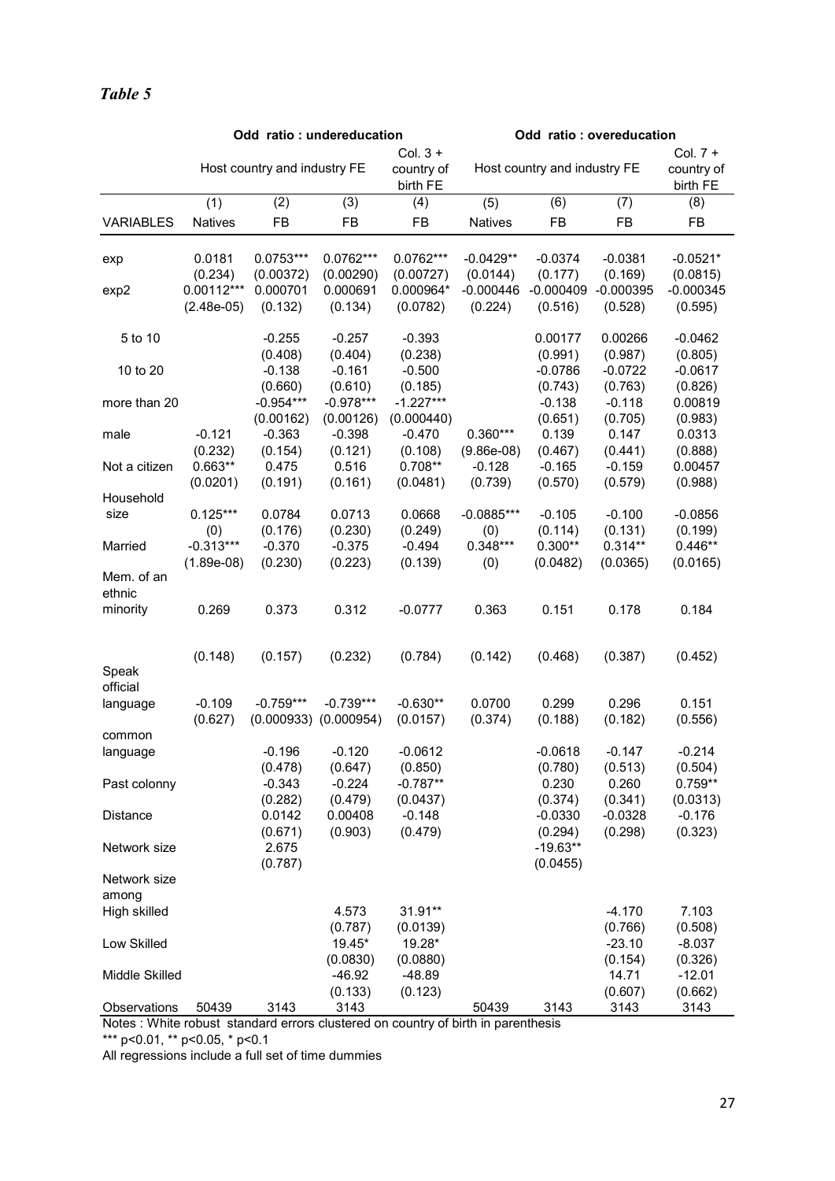*Table 5*

| | Odd ratio : undereducation | | | | Odd ratio : overeducation | | | |
|---|---|---|---|---|---|---|---|---|
| | Host country and industry FE | | | Col. 3 + country of birth FE | Host country and industry FE | | | Col. 7 + country of birth FE |
| | (1) | (2) | (3) | (4) | (5) | (6) | (7) | (8) |
| VARIABLES | Natives | FB | FB | FB | Natives | FB | FB | FB |
| exp | 0.0181 | 0.0753*** | 0.0762*** | 0.0762*** | -0.0429** | -0.0374 | -0.0381 | -0.0521* |
| | (0.234) | (0.00372) | (0.00290) | (0.00727) | (0.0144) | (0.177) | (0.169) | (0.0815) |
| exp2 | 0.00112*** | 0.000701 | 0.000691 | 0.000964* | -0.000446 | -0.000409 | -0.000395 | -0.000345 |
| | (2.48e-05) | (0.132) | (0.134) | (0.0782) | (0.224) | (0.516) | (0.528) | (0.595) |
| 5 to 10 | | -0.255 | -0.257 | -0.393 | | 0.00177 | 0.00266 | -0.0462 |
| | | (0.408) | (0.404) | (0.238) | | (0.991) | (0.987) | (0.805) |
| 10 to 20 | | -0.138 | -0.161 | -0.500 | | -0.0786 | -0.0722 | -0.0617 |
| | | (0.660) | (0.610) | (0.185) | | (0.743) | (0.763) | (0.826) |
| more than 20 | | -0.954*** | -0.978*** | -1.227*** | | -0.138 | -0.118 | 0.00819 |
| | | (0.00162) | (0.00126) | (0.000440) | | (0.651) | (0.705) | (0.983) |
| male | -0.121 | -0.363 | -0.398 | -0.470 | 0.360*** | 0.139 | 0.147 | 0.0313 |
| | (0.232) | (0.154) | (0.121) | (0.108) | (9.86e-08) | (0.467) | (0.441) | (0.888) |
| Not a citizen | 0.663** | 0.475 | 0.516 | 0.708** | -0.128 | -0.165 | -0.159 | 0.00457 |
| | (0.0201) | (0.191) | (0.161) | (0.0481) | (0.739) | (0.570) | (0.579) | (0.988) |
| Household size | 0.125*** | 0.0784 | 0.0713 | 0.0668 | -0.0885*** | -0.105 | -0.100 | -0.0856 |
| | (0) | (0.176) | (0.230) | (0.249) | (0) | (0.114) | (0.131) | (0.199) |
| Married | -0.313*** | -0.370 | -0.375 | -0.494 | 0.348*** | 0.300** | 0.314** | 0.446** |
| | (1.89e-08) | (0.230) | (0.223) | (0.139) | (0) | (0.0482) | (0.0365) | (0.0165) |
| Mem. of an ethnic minority | 0.269 | 0.373 | 0.312 | -0.0777 | 0.363 | 0.151 | 0.178 | 0.184 |
| | (0.148) | (0.157) | (0.232) | (0.784) | (0.142) | (0.468) | (0.387) | (0.452) |
| Speak official language | -0.109 | -0.759*** | -0.739*** | -0.630** | 0.0700 | 0.299 | 0.296 | 0.151 |
| | (0.627) | (0.000933) | (0.000954) | (0.0157) | (0.374) | (0.188) | (0.182) | (0.556) |
| common language | | -0.196 | -0.120 | -0.0612 | | -0.0618 | -0.147 | -0.214 |
| | | (0.478) | (0.647) | (0.850) | | (0.780) | (0.513) | (0.504) |
| Past colonny | | -0.343 | -0.224 | -0.787** | | 0.230 | 0.260 | 0.759** |
| | | (0.282) | (0.479) | (0.0437) | | (0.374) | (0.341) | (0.0313) |
| Distance | | 0.0142 | 0.00408 | -0.148 | | -0.0330 | -0.0328 | -0.176 |
| | | (0.671) | (0.903) | (0.479) | | (0.294) | (0.298) | (0.323) |
| Network size | | 2.675 | | | | -19.63** | | |
| | | (0.787) | | | | (0.0455) | | |
| Network size among High skilled | | | 4.573 | 31.91** | | | -4.170 | 7.103 |
| | | | (0.787) | (0.0139) | | | (0.766) | (0.508) |
| Low Skilled | | | 19.45* | 19.28* | | | -23.10 | -8.037 |
| | | | (0.0830) | (0.0880) | | | (0.154) | (0.326) |
| Middle Skilled | | | -46.92 | -48.89 | | | 14.71 | -12.01 |
| | | | (0.133) | (0.123) | | | (0.607) | (0.662) |
| Observations | 50439 | 3143 | 3143 | | 50439 | 3143 | 3143 | 3143 |

Notes : White robust standard errors clustered on country of birth in parenthesis

*** p<0.01, ** p<0.05, * p<0.1

All regressions include a full set of time dummies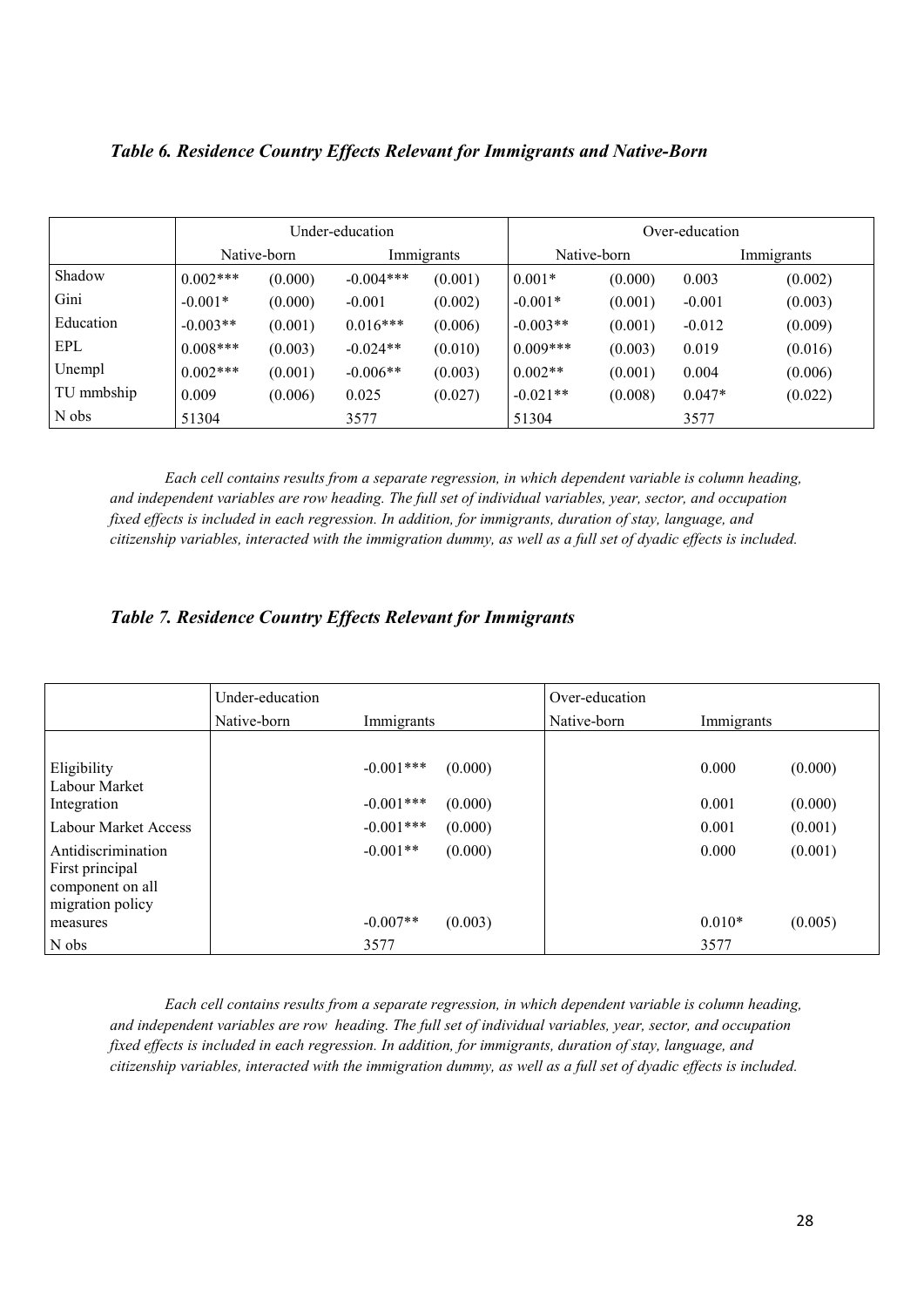### *Table 6. Residence Country Effects Relevant for Immigrants and Native-Born*

| | Under-education | | | | Over-education | | | |
|---|---|---|---|---|---|---|---|---|
| | Native-born | | Immigrants | | Native-born | | Immigrants | |
| Shadow | 0.002*** | (0.000) | -0.004*** | (0.001) | 0.001* | (0.000) | 0.003 | (0.002) |
| Gini | -0.001* | (0.000) | -0.001 | (0.002) | -0.001* | (0.001) | -0.001 | (0.003) |
| Education | -0.003** | (0.001) | 0.016*** | (0.006) | -0.003** | (0.001) | -0.012 | (0.009) |
| EPL | 0.008*** | (0.003) | -0.024** | (0.010) | 0.009*** | (0.003) | 0.019 | (0.016) |
| Unempl | 0.002*** | (0.001) | -0.006** | (0.003) | 0.002** | (0.001) | 0.004 | (0.006) |
| TU mmbship | 0.009 | (0.006) | 0.025 | (0.027) | -0.021** | (0.008) | 0.047* | (0.022) |
| N obs | 51304 | | 3577 | | 51304 | | 3577 | |

*Each cell contains results from a separate regression, in which dependent variable is column heading, and independent variables are row heading. The full set of individual variables, year, sector, and occupation fixed effects is included in each regression. In addition, for immigrants, duration of stay, language, and citizenship variables, interacted with the immigration dummy, as well as a full set of dyadic effects is included.*

### *Table 7. Residence Country Effects Relevant for Immigrants*

| | Under-education | | | Over-education | | |
|---|---|---|---|---|---|---|
| | Native-born | Immigrants | | Native-born | Immigrants | |
| Eligibility | | -0.001*** | (0.000) | | 0.000 | (0.000) |
| Labour Market Integration | | -0.001*** | (0.000) | | 0.001 | (0.000) |
| Labour Market Access | | -0.001*** | (0.000) | | 0.001 | (0.001) |
| Antidiscrimination | | -0.001** | (0.000) | | 0.000 | (0.001) |
| First principal component on all migration policy measures | | -0.007** | (0.003) | | 0.010* | (0.005) |
| N obs | | 3577 | | | 3577 | |

*Each cell contains results from a separate regression, in which dependent variable is column heading, and independent variables are row heading. The full set of individual variables, year, sector, and occupation fixed effects is included in each regression. In addition, for immigrants, duration of stay, language, and citizenship variables, interacted with the immigration dummy, as well as a full set of dyadic effects is included.*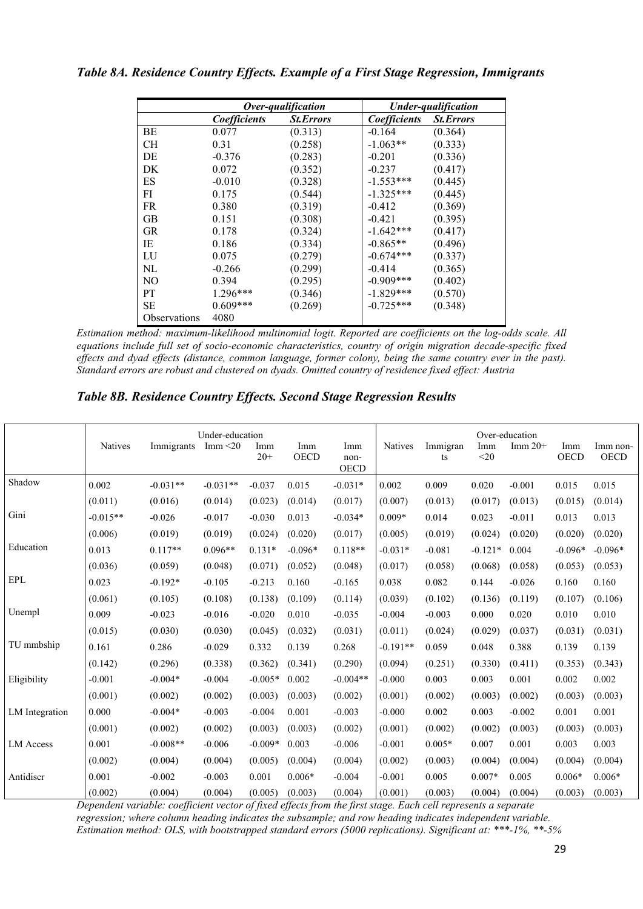### *Table 8A. Residence Country Effects. Example of a First Stage Regression, Immigrants*

| | *Over-qualification* | | *Under-qualification* | |
|---|---|---|---|---|
| | ***Coefficients*** | ***St.Errors*** | ***Coefficients*** | ***St.Errors*** |
| BE | 0.077 | (0.313) | -0.164 | (0.364) |
| CH | 0.31 | (0.258) | -1.063** | (0.333) |
| DE | -0.376 | (0.283) | -0.201 | (0.336) |
| DK | 0.072 | (0.352) | -0.237 | (0.417) |
| ES | -0.010 | (0.328) | -1.553*** | (0.445) |
| FI | 0.175 | (0.544) | -1.325*** | (0.445) |
| FR | 0.380 | (0.319) | -0.412 | (0.369) |
| GB | 0.151 | (0.308) | -0.421 | (0.395) |
| GR | 0.178 | (0.324) | -1.642*** | (0.417) |
| IE | 0.186 | (0.334) | -0.865** | (0.496) |
| LU | 0.075 | (0.279) | -0.674*** | (0.337) |
| NL | -0.266 | (0.299) | -0.414 | (0.365) |
| NO | 0.394 | (0.295) | -0.909*** | (0.402) |
| PT | 1.296*** | (0.346) | -1.829*** | (0.570) |
| SE | 0.609*** | (0.269) | -0.725*** | (0.348) |
| Observations | 4080 | | | |

*Estimation method: maximum-likelihood multinomial logit. Reported are coefficients on the log-odds scale. All equations include full set of socio-economic characteristics, country of origin migration decade-specific fixed effects and dyad effects (distance, common language, former colony, being the same country ever in the past). Standard errors are robust and clustered on dyads. Omitted country of residence fixed effect: Austria*

### *Table 8B. Residence Country Effects. Second Stage Regression Results*

| | Under-education | | | | | | Over-education | | | | | |
|---|---|---|---|---|---|---|---|---|---|---|---|---|
| | Natives | Immigrants | Imm <20 | Imm 20+ | Imm OECD | Imm non-OECD | Natives | Immigrants | Imm <20 | Imm 20+ | Imm OECD | Imm non-OECD |
| Shadow | 0.002 | -0.031** | -0.031** | -0.037 | 0.015 | -0.031* | 0.002 | 0.009 | 0.020 | -0.001 | 0.015 | 0.015 |
| | (0.011) | (0.016) | (0.014) | (0.023) | (0.014) | (0.017) | (0.007) | (0.013) | (0.017) | (0.013) | (0.015) | (0.014) |
| Gini | -0.015** | -0.026 | -0.017 | -0.030 | 0.013 | -0.034* | 0.009* | 0.014 | 0.023 | -0.011 | 0.013 | 0.013 |
| | (0.006) | (0.019) | (0.019) | (0.024) | (0.020) | (0.017) | (0.005) | (0.019) | (0.024) | (0.020) | (0.020) | (0.020) |
| Education | 0.013 | 0.117** | 0.096** | 0.131* | -0.096* | 0.118** | -0.031* | -0.081 | -0.121* | 0.004 | -0.096* | -0.096* |
| | (0.036) | (0.059) | (0.048) | (0.071) | (0.052) | (0.048) | (0.017) | (0.058) | (0.068) | (0.058) | (0.053) | (0.053) |
| EPL | 0.023 | -0.192* | -0.105 | -0.213 | 0.160 | -0.165 | 0.038 | 0.082 | 0.144 | -0.026 | 0.160 | 0.160 |
| | (0.061) | (0.105) | (0.108) | (0.138) | (0.109) | (0.114) | (0.039) | (0.102) | (0.136) | (0.119) | (0.107) | (0.106) |
| Unempl | 0.009 | -0.023 | -0.016 | -0.020 | 0.010 | -0.035 | -0.004 | -0.003 | 0.000 | 0.020 | 0.010 | 0.010 |
| | (0.015) | (0.030) | (0.030) | (0.045) | (0.032) | (0.031) | (0.011) | (0.024) | (0.029) | (0.037) | (0.031) | (0.031) |
| TU mmbship | 0.161 | 0.286 | -0.029 | 0.332 | 0.139 | 0.268 | -0.191** | 0.059 | 0.048 | 0.388 | 0.139 | 0.139 |
| | (0.142) | (0.296) | (0.338) | (0.362) | (0.341) | (0.290) | (0.094) | (0.251) | (0.330) | (0.411) | (0.353) | (0.343) |
| Eligibility | -0.001 | -0.004* | -0.004 | -0.005* | 0.002 | -0.004** | -0.000 | 0.003 | 0.003 | 0.001 | 0.002 | 0.002 |
| | (0.001) | (0.002) | (0.002) | (0.003) | (0.003) | (0.002) | (0.001) | (0.002) | (0.003) | (0.002) | (0.003) | (0.003) |
| LM Integration | 0.000 | -0.004* | -0.003 | -0.004 | 0.001 | -0.003 | -0.000 | 0.002 | 0.003 | -0.002 | 0.001 | 0.001 |
| | (0.001) | (0.002) | (0.002) | (0.003) | (0.003) | (0.002) | (0.001) | (0.002) | (0.002) | (0.003) | (0.003) | (0.003) |
| LM Access | 0.001 | -0.008** | -0.006 | -0.009* | 0.003 | -0.006 | -0.001 | 0.005* | 0.007 | 0.001 | 0.003 | 0.003 |
| | (0.002) | (0.004) | (0.004) | (0.005) | (0.004) | (0.004) | (0.002) | (0.003) | (0.004) | (0.004) | (0.004) | (0.004) |
| Antidiscr | 0.001 | -0.002 | -0.003 | 0.001 | 0.006* | -0.004 | -0.001 | 0.005 | 0.007* | 0.005 | 0.006* | 0.006* |
| | (0.002) | (0.004) | (0.004) | (0.005) | (0.003) | (0.004) | (0.001) | (0.003) | (0.004) | (0.004) | (0.003) | (0.003) |

*Dependent variable: coefficient vector of fixed effects from the first stage. Each cell represents a separate regression; where column heading indicates the subsample; and row heading indicates independent variable. Estimation method: OLS, with bootstrapped standard errors (5000 replications). Significant at: ***-1%, **-5%*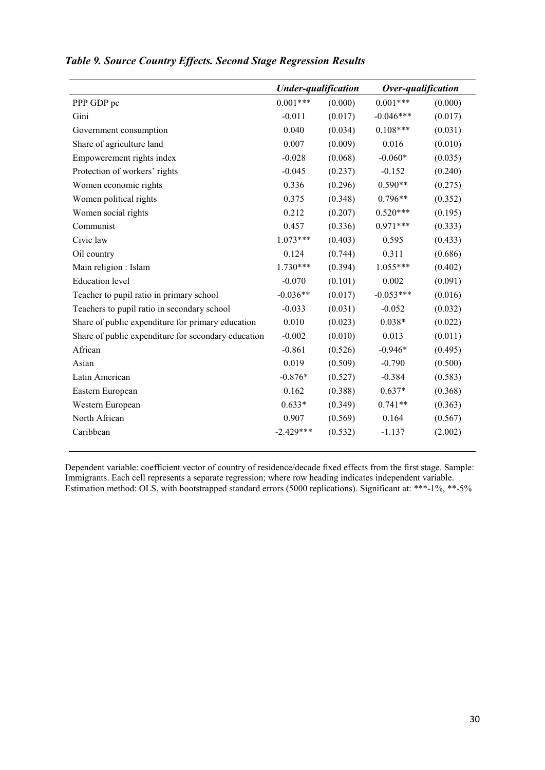*Table 9. Source Country Effects. Second Stage Regression Results*

| | *Under-qualification* | | *Over-qualification* | |
|---|---|---|---|---|
| PPP GDP pc | 0.001*** | (0.000) | 0.001*** | (0.000) |
| Gini | -0.011 | (0.017) | -0.046*** | (0.017) |
| Government consumption | 0.040 | (0.034) | 0.108*** | (0.031) |
| Share of agriculture land | 0.007 | (0.009) | 0.016 | (0.010) |
| Empowerement rights index | -0.028 | (0.068) | -0.060* | (0.035) |
| Protection of workers' rights | -0.045 | (0.237) | -0.152 | (0.240) |
| Women economic rights | 0.336 | (0.296) | 0.590** | (0.275) |
| Women political rights | 0.375 | (0.348) | 0.796** | (0.352) |
| Women social rights | 0.212 | (0.207) | 0.520*** | (0.195) |
| Communist | 0.457 | (0.336) | 0.971*** | (0.333) |
| Civic law | 1.073*** | (0.403) | 0.595 | (0.433) |
| Oil country | 0.124 | (0.744) | 0.311 | (0.686) |
| Main religion : Islam | 1.730*** | (0.394) | 1.055*** | (0.402) |
| Education level | -0.070 | (0.101) | 0.002 | (0.091) |
| Teacher to pupil ratio in primary school | -0.036** | (0.017) | -0.053*** | (0.016) |
| Teachers to pupil ratio in secondary school | -0.033 | (0.031) | -0.052 | (0.032) |
| Share of public expenditure for primary education | 0.010 | (0.023) | 0.038* | (0.022) |
| Share of public expenditure for secondary education | -0.002 | (0.010) | 0.013 | (0.011) |
| African | -0.861 | (0.526) | -0.946* | (0.495) |
| Asian | 0.019 | (0.509) | -0.790 | (0.500) |
| Latin American | -0.876* | (0.527) | -0.384 | (0.583) |
| Eastern European | 0.162 | (0.388) | 0.637* | (0.368) |
| Western European | 0.633* | (0.349) | 0.741** | (0.363) |
| North African | 0.907 | (0.569) | 0.164 | (0.567) |
| Caribbean | -2.429*** | (0.532) | -1.137 | (2.002) |

Dependent variable: coefficient vector of country of residence/decade fixed effects from the first stage. Sample: Immigrants. Each cell represents a separate regression; where row heading indicates independent variable. Estimation method: OLS, with bootstrapped standard errors (5000 replications). Significant at: ***-1%, **-5%